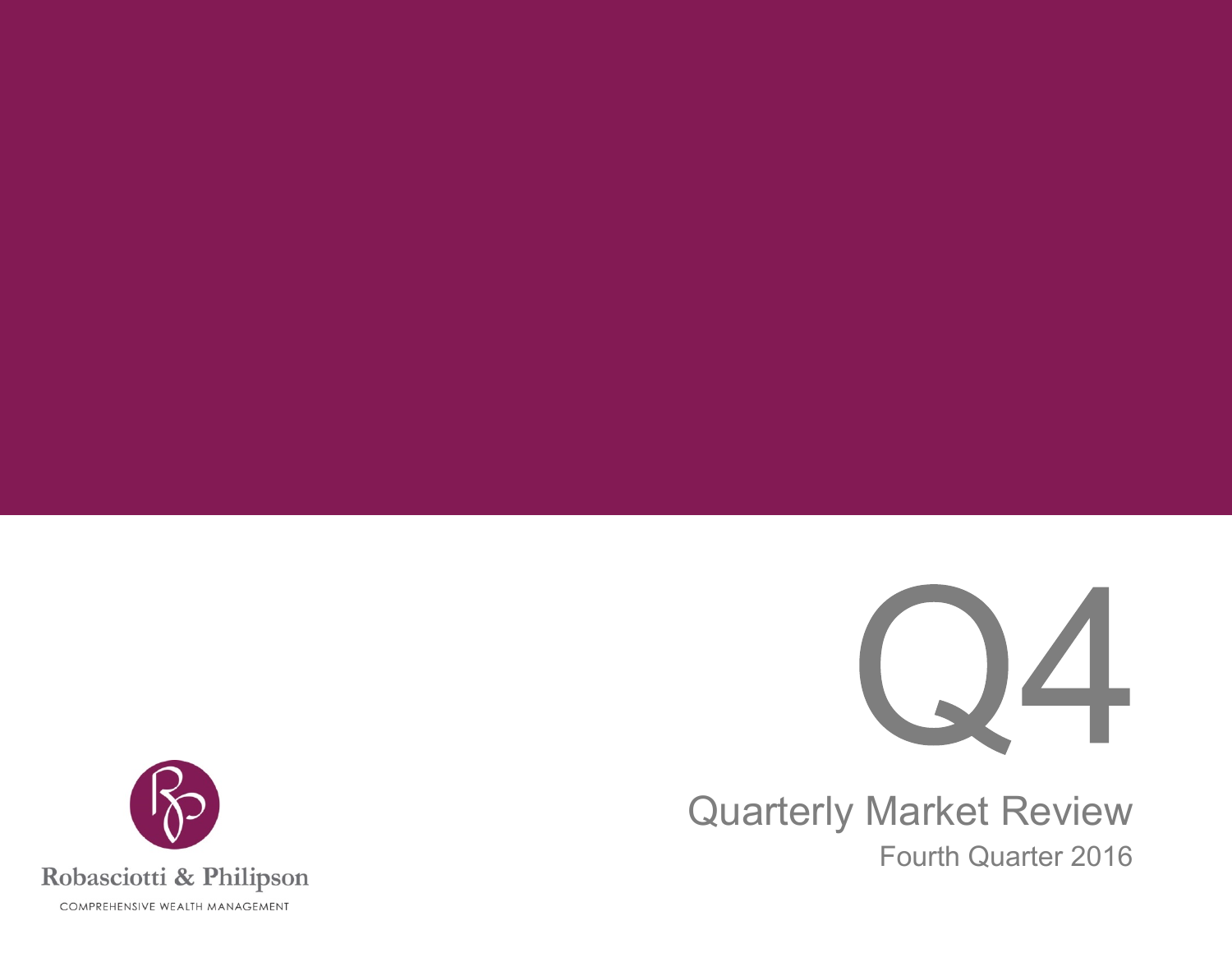# Q4

## Quarterly Market Review

Fourth Quarter 2016

Robasciotti & Philipson

COMPREHENSIVE WEALTH MANAGEMENT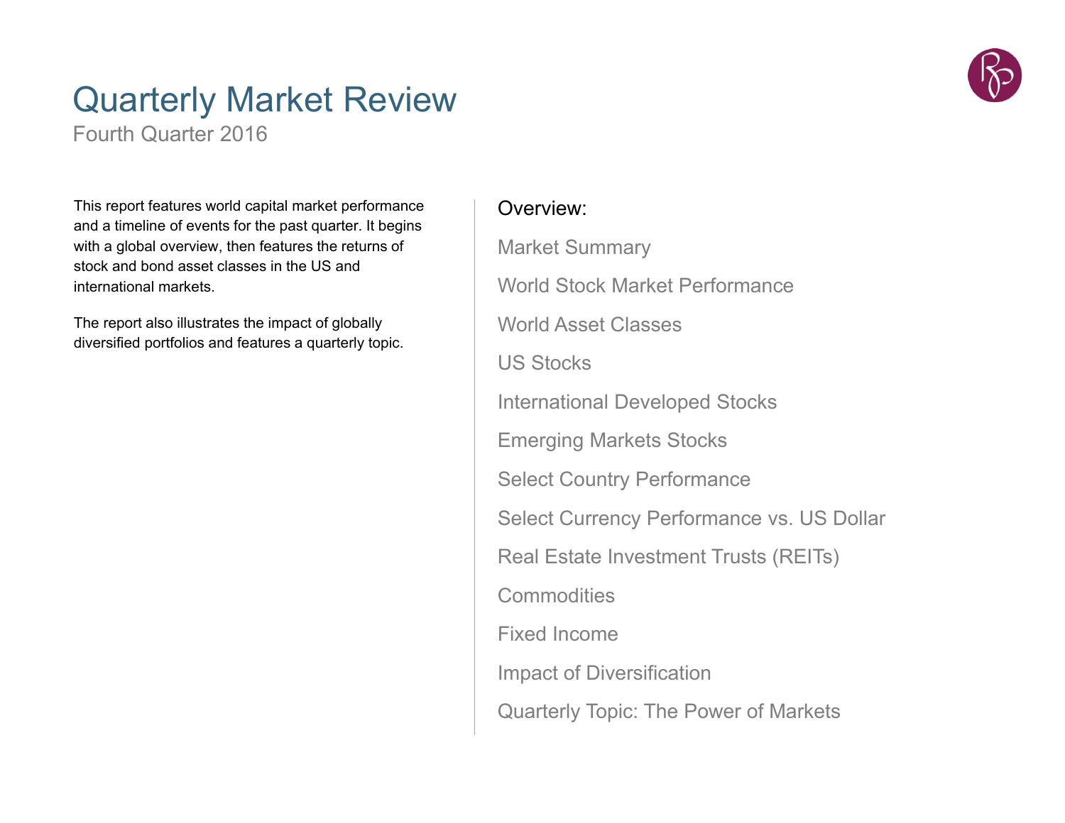# Quarterly Market Review

Fourth Quarter 2016

This report features world capital market performance and a timeline of events for the past quarter. It begins with a global overview, then features the returns of stock and bond asset classes in the US and international markets.

The report also illustrates the impact of globally diversified portfolios and features a quarterly topic.

## Overview:

- Market Summary
- World Stock Market Performance
- World Asset Classes
- US Stocks
- International Developed Stocks
- Emerging Markets Stocks
- Select Country Performance
- Select Currency Performance vs. US Dollar
- Real Estate Investment Trusts (REITs)
- Commodities
- Fixed Income
- Impact of Diversification
- Quarterly Topic: The Power of Markets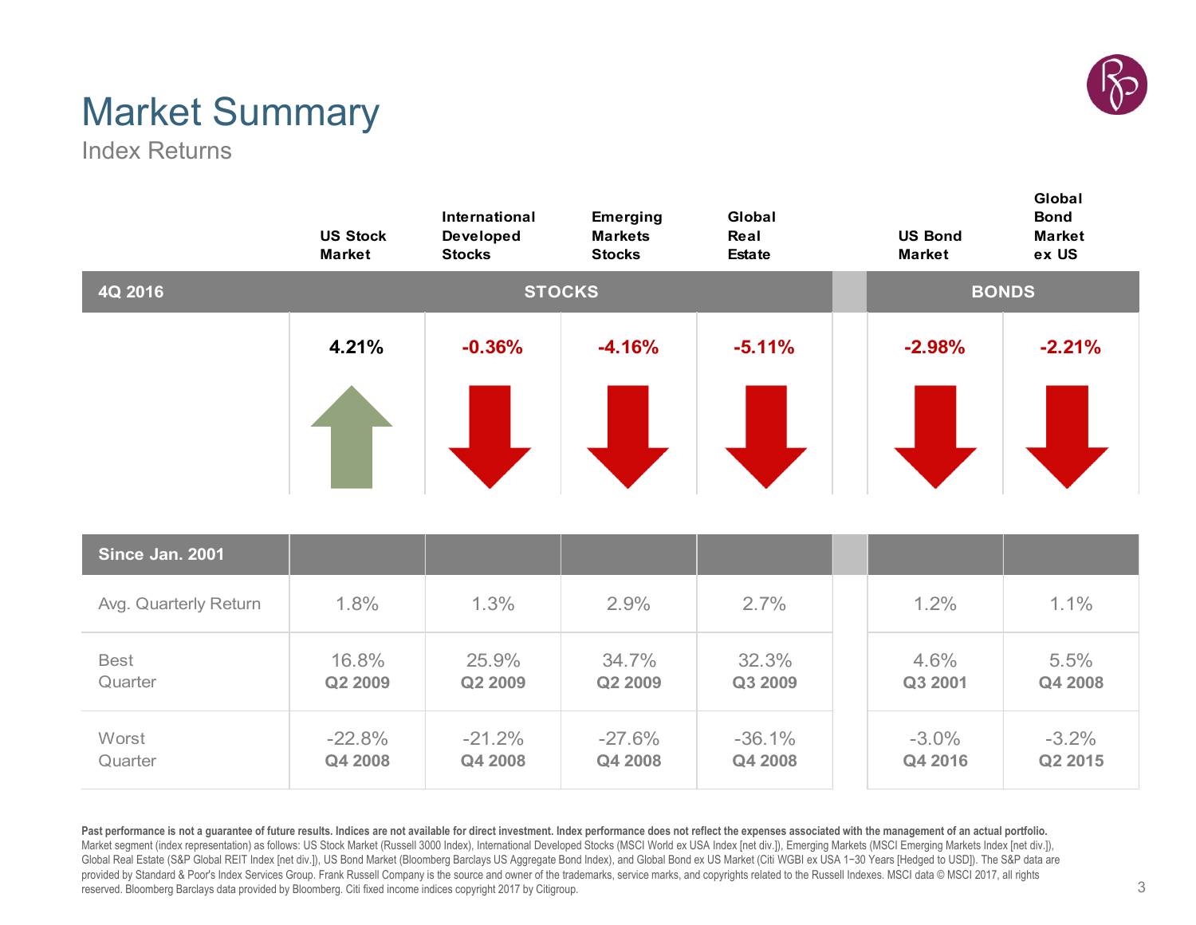# Market Summary

## Index Returns

| 4Q 2016 | US Stock Market | International Developed Stocks | Emerging Markets Stocks | Global Real Estate | US Bond Market | Global Bond Market ex US |
|---|---|---|---|---|---|---|
| | STOCKS | | | | BONDS | |
| | **4.21%** | **-0.36%** | **-4.16%** | **-5.11%** | **-2.98%** | **-2.21%** |

| Since Jan. 2001 | US Stock Market | International Developed Stocks | Emerging Markets Stocks | Global Real Estate | US Bond Market | Global Bond Market ex US |
|---|---|---|---|---|---|---|
| Avg. Quarterly Return | 1.8% | 1.3% | 2.9% | 2.7% | 1.2% | 1.1% |
| Best Quarter | 16.8% **Q2 2009** | 25.9% **Q2 2009** | 34.7% **Q2 2009** | 32.3% **Q3 2009** | 4.6% **Q3 2001** | 5.5% **Q4 2008** |
| Worst Quarter | -22.8% **Q4 2008** | -21.2% **Q4 2008** | -27.6% **Q4 2008** | -36.1% **Q4 2008** | -3.0% **Q4 2016** | -3.2% **Q2 2015** |

**Past performance is not a guarantee of future results. Indices are not available for direct investment. Index performance does not reflect the expenses associated with the management of an actual portfolio.**
Market segment (index representation) as follows: US Stock Market (Russell 3000 Index), International Developed Stocks (MSCI World ex USA Index [net div.]), Emerging Markets (MSCI Emerging Markets Index [net div.]), Global Real Estate (S&P Global REIT Index [net div.]), US Bond Market (Bloomberg Barclays US Aggregate Bond Index), and Global Bond ex US Market (Citi WGBI ex USA 1−30 Years [Hedged to USD]). The S&P data are provided by Standard & Poor's Index Services Group. Frank Russell Company is the source and owner of the trademarks, service marks, and copyrights related to the Russell Indexes. MSCI data © MSCI 2017, all rights reserved. Bloomberg Barclays data provided by Bloomberg. Citi fixed income indices copyright 2017 by Citigroup.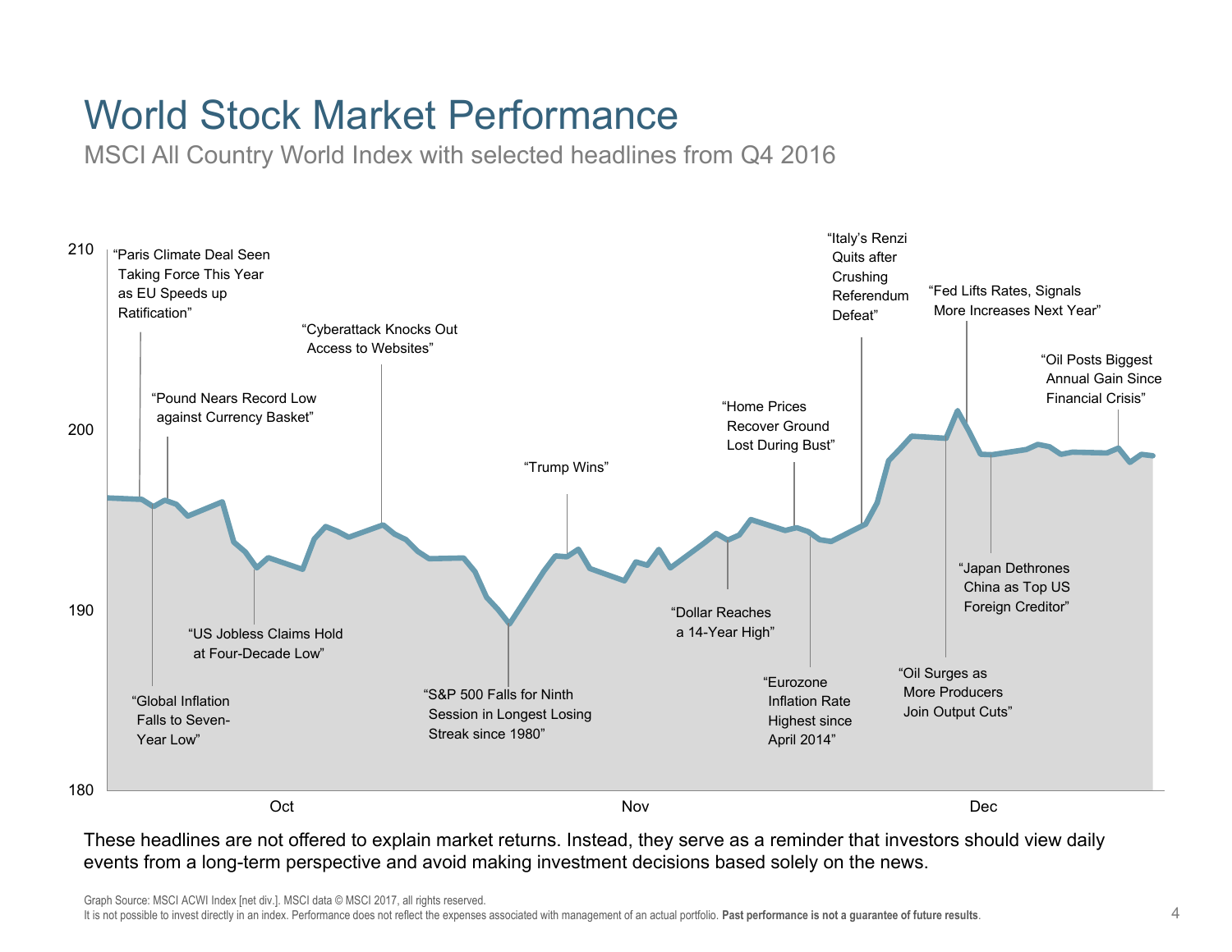# World Stock Market Performance

MSCI All Country World Index with selected headlines from Q4 2016

210

200

190

180

Oct

Nov

Dec

"Paris Climate Deal Seen Taking Force This Year as EU Speeds up Ratification"

"Pound Nears Record Low against Currency Basket"

"Global Inflation Falls to Seven-Year Low"

"US Jobless Claims Hold at Four-Decade Low"

"Cyberattack Knocks Out Access to Websites"

"S&P 500 Falls for Ninth Session in Longest Losing Streak since 1980"

"Trump Wins"

"Dollar Reaches a 14-Year High"

"Home Prices Recover Ground Lost During Bust"

"Eurozone Inflation Rate Highest since April 2014"

"Italy's Renzi Quits after Crushing Referendum Defeat"

"Oil Surges as More Producers Join Output Cuts"

"Fed Lifts Rates, Signals More Increases Next Year"

"Japan Dethrones China as Top US Foreign Creditor"

"Oil Posts Biggest Annual Gain Since Financial Crisis"

These headlines are not offered to explain market returns. Instead, they serve as a reminder that investors should view daily events from a long-term perspective and avoid making investment decisions based solely on the news.

Graph Source: MSCI ACWI Index [net div.]. MSCI data © MSCI 2017, all rights reserved.
It is not possible to invest directly in an index. Performance does not reflect the expenses associated with management of an actual portfolio. **Past performance is not a guarantee of future results**.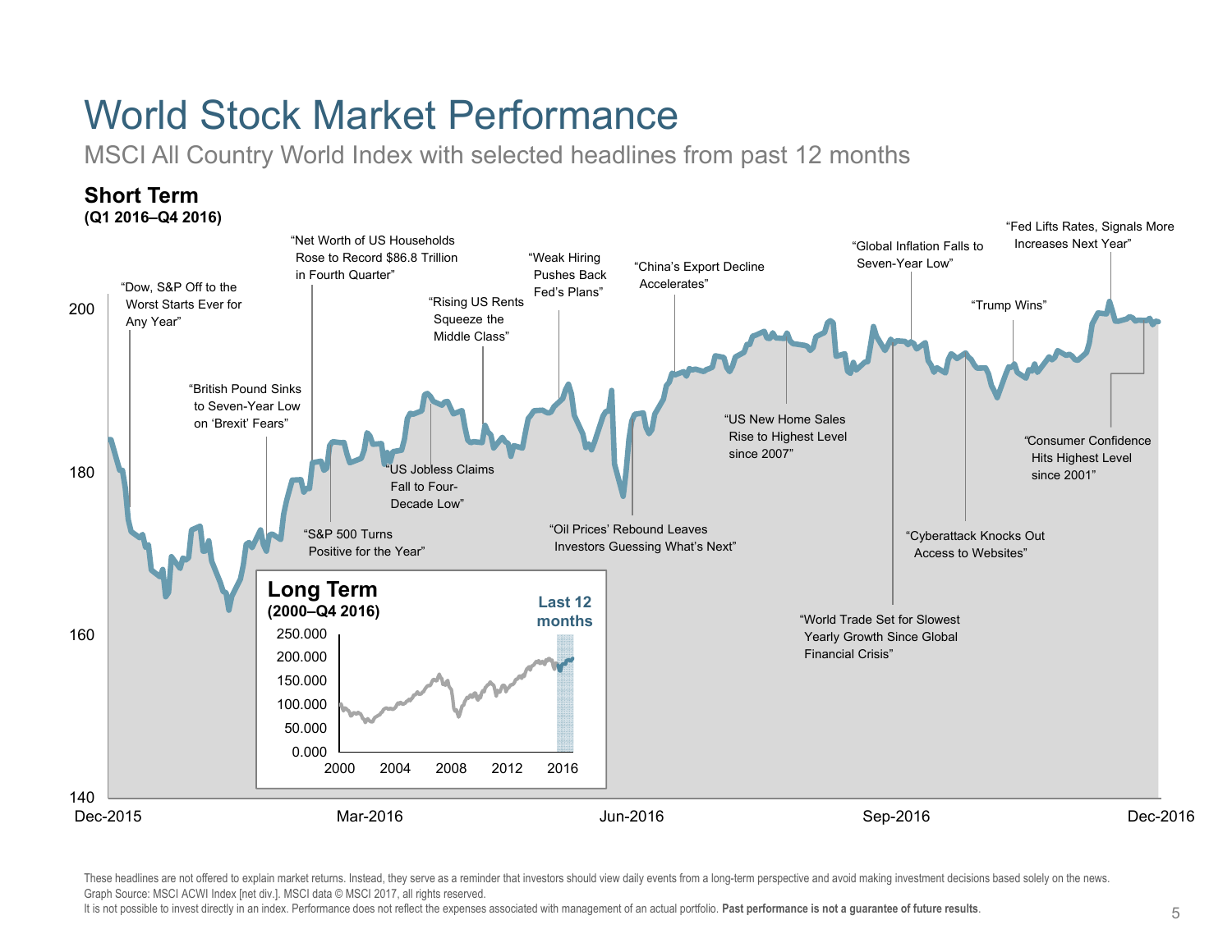# World Stock Market Performance

MSCI All Country World Index with selected headlines from past 12 months

**Short Term**
**(Q1 2016–Q4 2016)**

"Dow, S&P Off to the Worst Starts Ever for Any Year"

"British Pound Sinks to Seven-Year Low on 'Brexit' Fears"

"Net Worth of US Households Rose to Record $86.8 Trillion in Fourth Quarter"

"S&P 500 Turns Positive for the Year"

"US Jobless Claims Fall to Four-Decade Low"

"Rising US Rents Squeeze the Middle Class"

"Weak Hiring Pushes Back Fed's Plans"

"Oil Prices' Rebound Leaves Investors Guessing What's Next"

"China's Export Decline Accelerates"

"US New Home Sales Rise to Highest Level since 2007"

"World Trade Set for Slowest Yearly Growth Since Global Financial Crisis"

"Global Inflation Falls to Seven-Year Low"

"Cyberattack Knocks Out Access to Websites"

"Trump Wins"

"Fed Lifts Rates, Signals More Increases Next Year"

"Consumer Confidence Hits Highest Level since 2001"

Y-axis: 140, 160, 180, 200
X-axis: Dec-2015, Mar-2016, Jun-2016, Sep-2016, Dec-2016

**Long Term**
**(2000–Q4 2016)**

Last 12 months

Y-axis: 0.000, 50.000, 100.000, 150.000, 200.000, 250.000
X-axis: 2000, 2004, 2008, 2012, 2016

These headlines are not offered to explain market returns. Instead, they serve as a reminder that investors should view daily events from a long-term perspective and avoid making investment decisions based solely on the news.
Graph Source: MSCI ACWI Index [net div.]. MSCI data © MSCI 2017, all rights reserved.
It is not possible to invest directly in an index. Performance does not reflect the expenses associated with management of an actual portfolio. **Past performance is not a guarantee of future results**.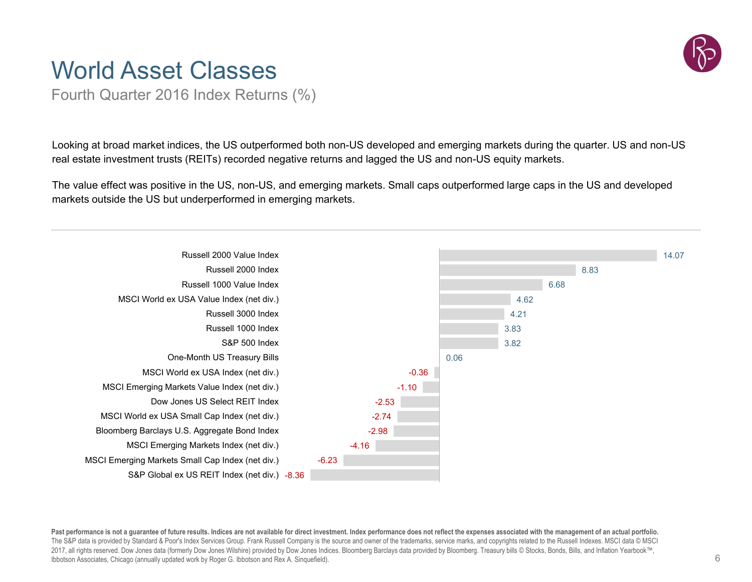# World Asset Classes

## Fourth Quarter 2016 Index Returns (%)

Looking at broad market indices, the US outperformed both non-US developed and emerging markets during the quarter. US and non-US real estate investment trusts (REITs) recorded negative returns and lagged the US and non-US equity markets.

The value effect was positive in the US, non-US, and emerging markets. Small caps outperformed large caps in the US and developed markets outside the US but underperformed in emerging markets.

| Index | Return (%) |
|---|---|
| Russell 2000 Value Index | 14.07 |
| Russell 2000 Index | 8.83 |
| Russell 1000 Value Index | 6.68 |
| MSCI World ex USA Value Index (net div.) | 4.62 |
| Russell 3000 Index | 4.21 |
| Russell 1000 Index | 3.83 |
| S&P 500 Index | 3.82 |
| One-Month US Treasury Bills | 0.06 |
| MSCI World ex USA Index (net div.) | -0.36 |
| MSCI Emerging Markets Value Index (net div.) | -1.10 |
| Dow Jones US Select REIT Index | -2.53 |
| MSCI World ex USA Small Cap Index (net div.) | -2.74 |
| Bloomberg Barclays U.S. Aggregate Bond Index | -2.98 |
| MSCI Emerging Markets Index (net div.) | -4.16 |
| MSCI Emerging Markets Small Cap Index (net div.) | -6.23 |
| S&P Global ex US REIT Index (net div.) | -8.36 |

**Past performance is not a guarantee of future results. Indices are not available for direct investment. Index performance does not reflect the expenses associated with the management of an actual portfolio.**
The S&P data is provided by Standard & Poor's Index Services Group. Frank Russell Company is the source and owner of the trademarks, service marks, and copyrights related to the Russell Indexes. MSCI data © MSCI 2017, all rights reserved. Dow Jones data (formerly Dow Jones Wilshire) provided by Dow Jones Indices. Bloomberg Barclays data provided by Bloomberg. Treasury bills © Stocks, Bonds, Bills, and Inflation Yearbook™, Ibbotson Associates, Chicago (annually updated work by Roger G. Ibbotson and Rex A. Sinquefield).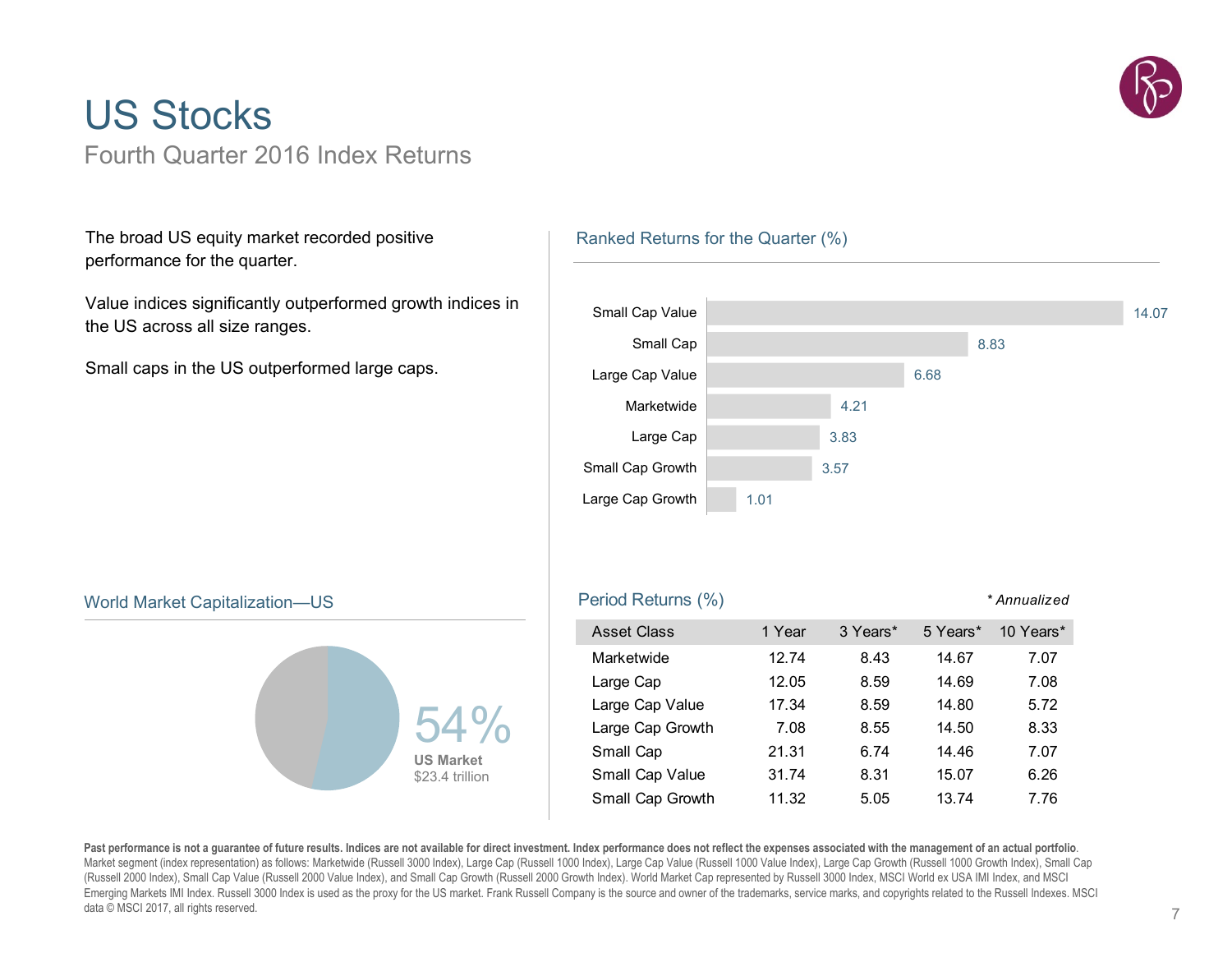# US Stocks

## Fourth Quarter 2016 Index Returns

The broad US equity market recorded positive performance for the quarter.

Value indices significantly outperformed growth indices in the US across all size ranges.

Small caps in the US outperformed large caps.

### Ranked Returns for the Quarter (%)

| Asset Class | Return |
|---|---|
| Small Cap Value | 14.07 |
| Small Cap | 8.83 |
| Large Cap Value | 6.68 |
| Marketwide | 4.21 |
| Large Cap | 3.83 |
| Small Cap Growth | 3.57 |
| Large Cap Growth | 1.01 |

### World Market Capitalization—US

54%
**US Market**
$23.4 trillion

### Period Returns (%)

*\* Annualized*

| Asset Class | 1 Year | 3 Years* | 5 Years* | 10 Years* |
|---|---|---|---|---|
| Marketwide | 12.74 | 8.43 | 14.67 | 7.07 |
| Large Cap | 12.05 | 8.59 | 14.69 | 7.08 |
| Large Cap Value | 17.34 | 8.59 | 14.80 | 5.72 |
| Large Cap Growth | 7.08 | 8.55 | 14.50 | 8.33 |
| Small Cap | 21.31 | 6.74 | 14.46 | 7.07 |
| Small Cap Value | 31.74 | 8.31 | 15.07 | 6.26 |
| Small Cap Growth | 11.32 | 5.05 | 13.74 | 7.76 |

**Past performance is not a guarantee of future results. Indices are not available for direct investment. Index performance does not reflect the expenses associated with the management of an actual portfolio.** Market segment (index representation) as follows: Marketwide (Russell 3000 Index), Large Cap (Russell 1000 Index), Large Cap Value (Russell 1000 Value Index), Large Cap Growth (Russell 1000 Growth Index), Small Cap (Russell 2000 Index), Small Cap Value (Russell 2000 Value Index), and Small Cap Growth (Russell 2000 Growth Index). World Market Cap represented by Russell 3000 Index, MSCI World ex USA IMI Index, and MSCI Emerging Markets IMI Index. Russell 3000 Index is used as the proxy for the US market. Frank Russell Company is the source and owner of the trademarks, service marks, and copyrights related to the Russell Indexes. MSCI data © MSCI 2017, all rights reserved.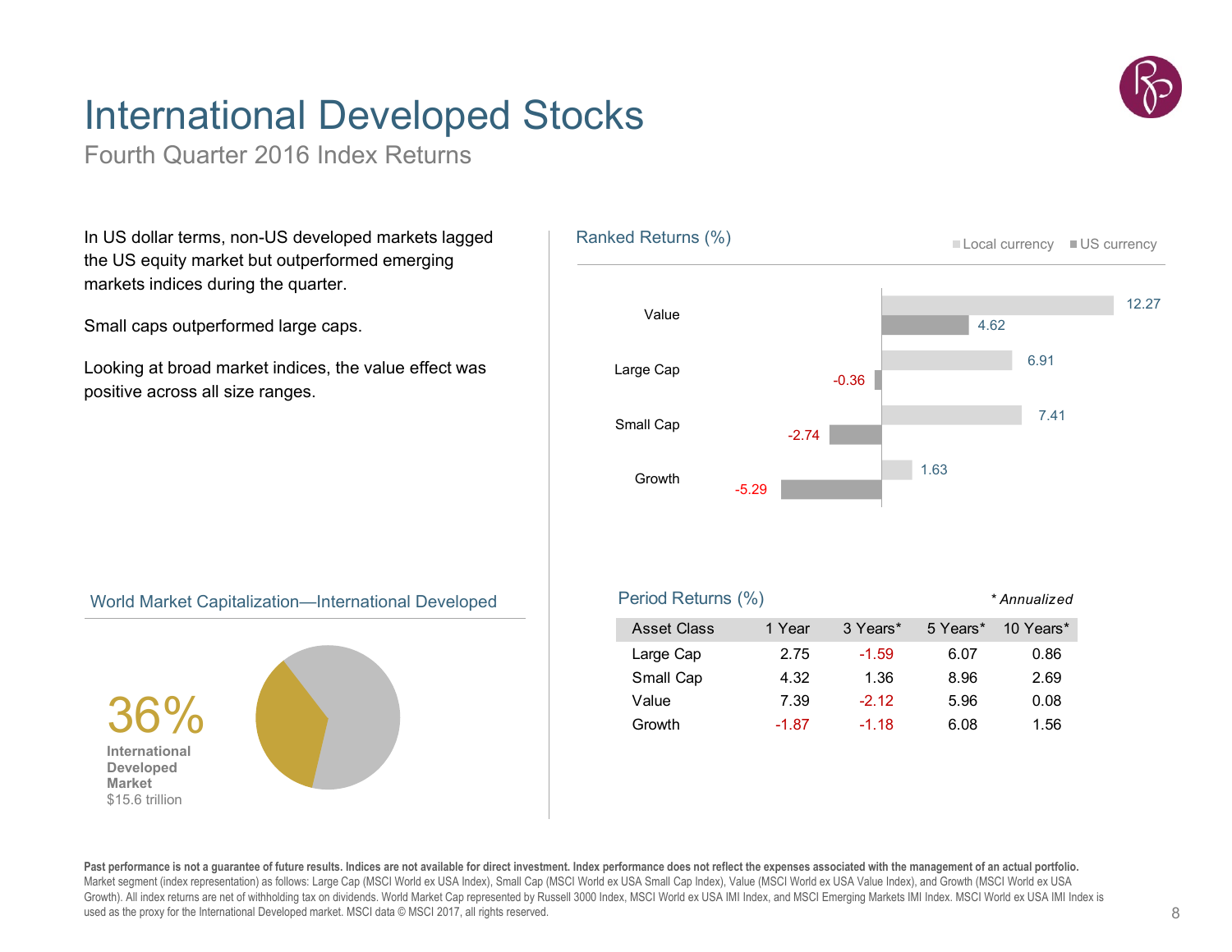# International Developed Stocks

Fourth Quarter 2016 Index Returns

In US dollar terms, non-US developed markets lagged the US equity market but outperformed emerging markets indices during the quarter.

Small caps outperformed large caps.

Looking at broad market indices, the value effect was positive across all size ranges.

## Ranked Returns (%)

| | Local currency | US currency |
|---|---|---|
| Value | 12.27 | 4.62 |
| Large Cap | 6.91 | -0.36 |
| Small Cap | 7.41 | -2.74 |
| Growth | 1.63 | -5.29 |

## World Market Capitalization—International Developed

36%

International Developed Market
$15.6 trillion

## Period Returns (%)

*\* Annualized*

| Asset Class | 1 Year | 3 Years* | 5 Years* | 10 Years* |
|---|---|---|---|---|
| Large Cap | 2.75 | -1.59 | 6.07 | 0.86 |
| Small Cap | 4.32 | 1.36 | 8.96 | 2.69 |
| Value | 7.39 | -2.12 | 5.96 | 0.08 |
| Growth | -1.87 | -1.18 | 6.08 | 1.56 |

**Past performance is not a guarantee of future results. Indices are not available for direct investment. Index performance does not reflect the expenses associated with the management of an actual portfolio.** Market segment (index representation) as follows: Large Cap (MSCI World ex USA Index), Small Cap (MSCI World ex USA Small Cap Index), Value (MSCI World ex USA Value Index), and Growth (MSCI World ex USA Growth). All index returns are net of withholding tax on dividends. World Market Cap represented by Russell 3000 Index, MSCI World ex USA IMI Index, and MSCI Emerging Markets IMI Index. MSCI World ex USA IMI Index is used as the proxy for the International Developed market. MSCI data © MSCI 2017, all rights reserved.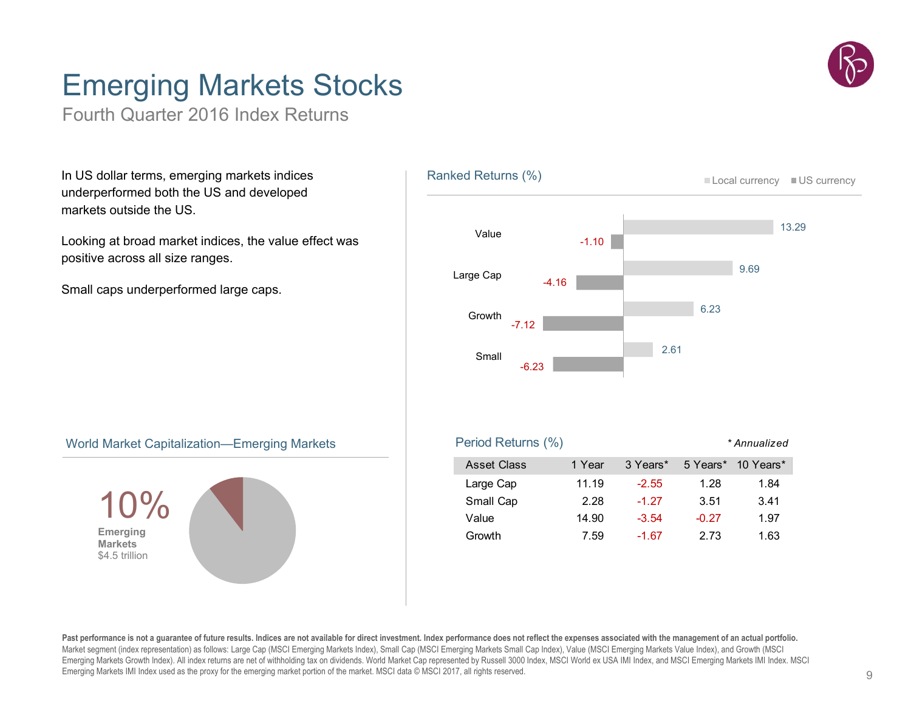# Emerging Markets Stocks

Fourth Quarter 2016 Index Returns

In US dollar terms, emerging markets indices underperformed both the US and developed markets outside the US.

Looking at broad market indices, the value effect was positive across all size ranges.

Small caps underperformed large caps.

## Ranked Returns (%)

| | Local currency | US currency |
|---|---|---|
| Value | 13.29 | -1.10 |
| Large Cap | 9.69 | -4.16 |
| Growth | 6.23 | -7.12 |
| Small | 2.61 | -6.23 |

## World Market Capitalization—Emerging Markets

10%
**Emerging Markets**
$4.5 trillion

## Period Returns (%)

*\* Annualized*

| Asset Class | 1 Year | 3 Years* | 5 Years* | 10 Years* |
|---|---|---|---|---|
| Large Cap | 11.19 | -2.55 | 1.28 | 1.84 |
| Small Cap | 2.28 | -1.27 | 3.51 | 3.41 |
| Value | 14.90 | -3.54 | -0.27 | 1.97 |
| Growth | 7.59 | -1.67 | 2.73 | 1.63 |

**Past performance is not a guarantee of future results. Indices are not available for direct investment. Index performance does not reflect the expenses associated with the management of an actual portfolio.**
Market segment (index representation) as follows: Large Cap (MSCI Emerging Markets Index), Small Cap (MSCI Emerging Markets Small Cap Index), Value (MSCI Emerging Markets Value Index), and Growth (MSCI Emerging Markets Growth Index). All index returns are net of withholding tax on dividends. World Market Cap represented by Russell 3000 Index, MSCI World ex USA IMI Index, and MSCI Emerging Markets IMI Index. MSCI Emerging Markets IMI Index used as the proxy for the emerging market portion of the market. MSCI data © MSCI 2017, all rights reserved.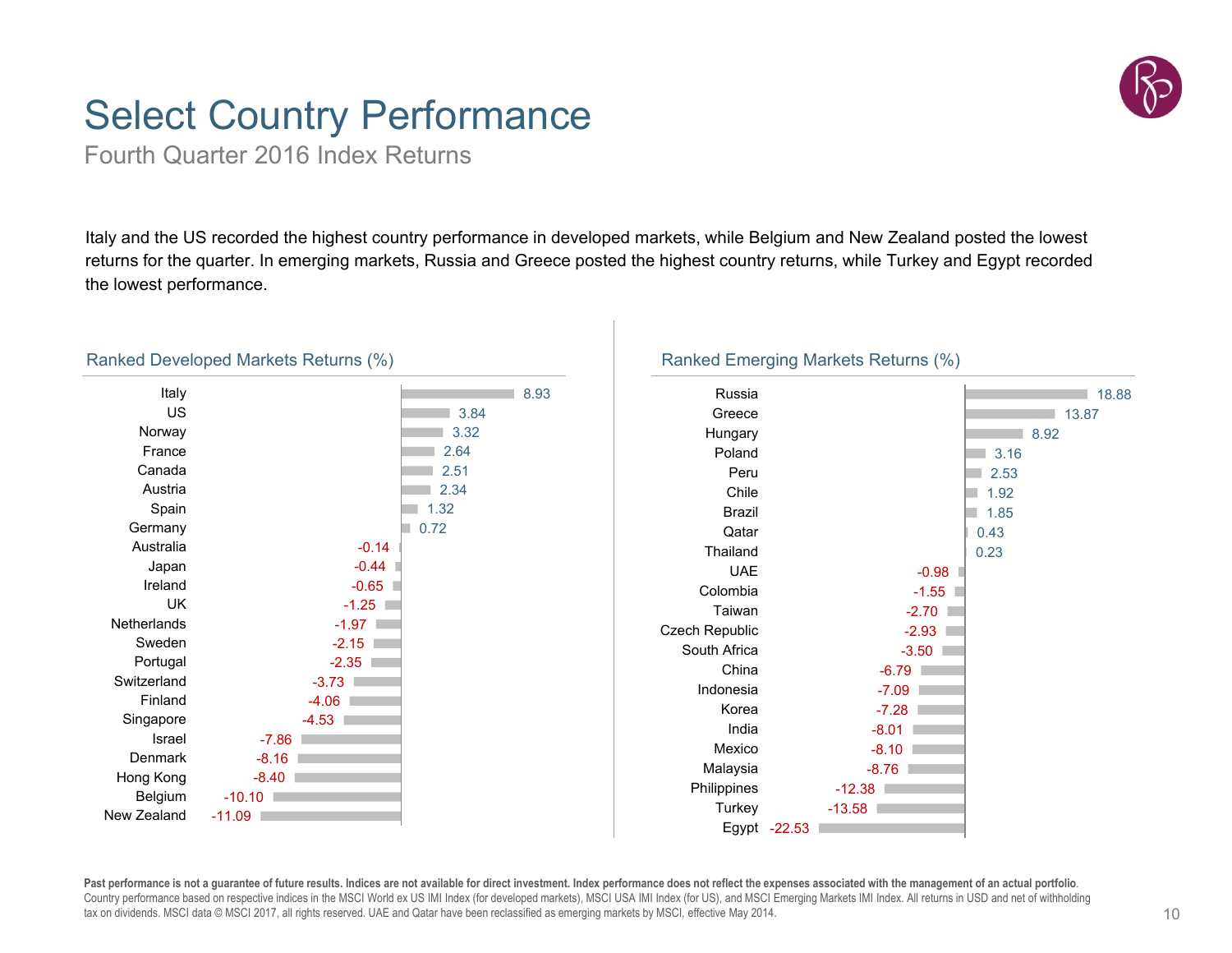# Select Country Performance

## Fourth Quarter 2016 Index Returns

Italy and the US recorded the highest country performance in developed markets, while Belgium and New Zealand posted the lowest returns for the quarter. In emerging markets, Russia and Greece posted the highest country returns, while Turkey and Egypt recorded the lowest performance.

### Ranked Developed Markets Returns (%)

| Country | Return (%) |
|---|---|
| Italy | 8.93 |
| US | 3.84 |
| Norway | 3.32 |
| France | 2.64 |
| Canada | 2.51 |
| Austria | 2.34 |
| Spain | 1.32 |
| Germany | 0.72 |
| Australia | -0.14 |
| Japan | -0.44 |
| Ireland | -0.65 |
| UK | -1.25 |
| Netherlands | -1.97 |
| Sweden | -2.15 |
| Portugal | -2.35 |
| Switzerland | -3.73 |
| Finland | -4.06 |
| Singapore | -4.53 |
| Israel | -7.86 |
| Denmark | -8.16 |
| Hong Kong | -8.40 |
| Belgium | -10.10 |
| New Zealand | -11.09 |

### Ranked Emerging Markets Returns (%)

| Country | Return (%) |
|---|---|
| Russia | 18.88 |
| Greece | 13.87 |
| Hungary | 8.92 |
| Poland | 3.16 |
| Peru | 2.53 |
| Chile | 1.92 |
| Brazil | 1.85 |
| Qatar | 0.43 |
| Thailand | 0.23 |
| UAE | -0.98 |
| Colombia | -1.55 |
| Taiwan | -2.70 |
| Czech Republic | -2.93 |
| South Africa | -3.50 |
| China | -6.79 |
| Indonesia | -7.09 |
| Korea | -7.28 |
| India | -8.01 |
| Mexico | -8.10 |
| Malaysia | -8.76 |
| Philippines | -12.38 |
| Turkey | -13.58 |
| Egypt | -22.53 |

**Past performance is not a guarantee of future results. Indices are not available for direct investment. Index performance does not reflect the expenses associated with the management of an actual portfolio.** Country performance based on respective indices in the MSCI World ex US IMI Index (for developed markets), MSCI USA IMI Index (for US), and MSCI Emerging Markets IMI Index. All returns in USD and net of withholding tax on dividends. MSCI data © MSCI 2017, all rights reserved. UAE and Qatar have been reclassified as emerging markets by MSCI, effective May 2014.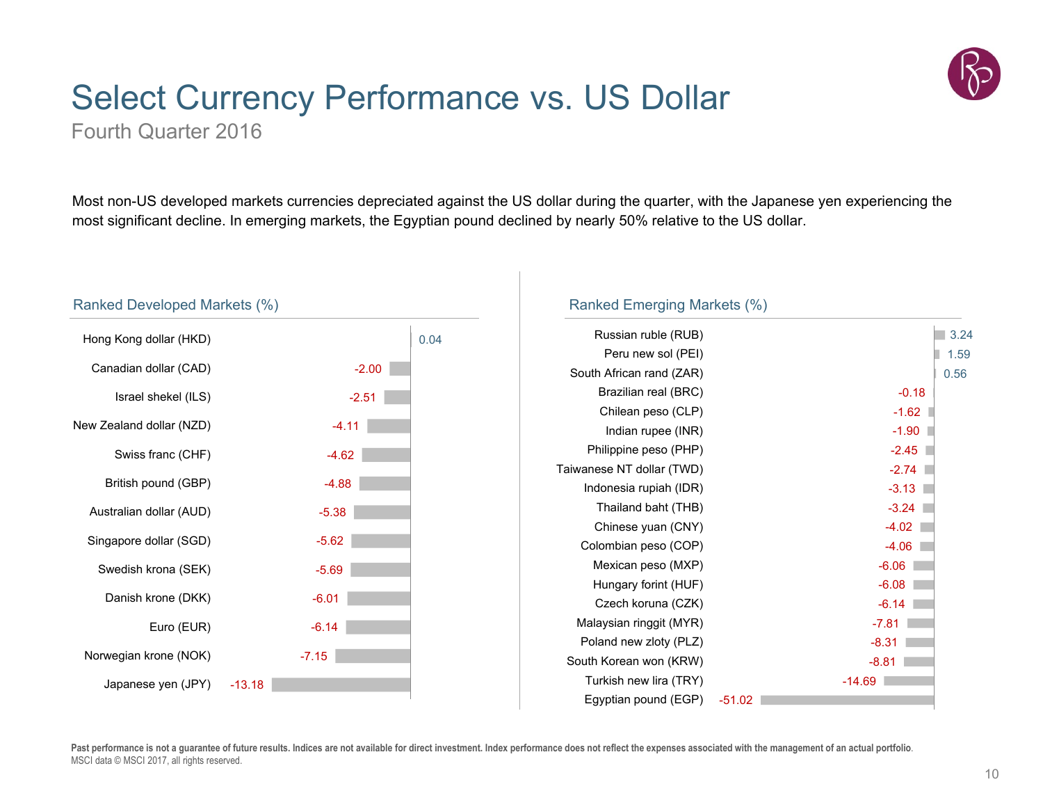# Select Currency Performance vs. US Dollar

Fourth Quarter 2016

Most non-US developed markets currencies depreciated against the US dollar during the quarter, with the Japanese yen experiencing the most significant decline. In emerging markets, the Egyptian pound declined by nearly 50% relative to the US dollar.

## Ranked Developed Markets (%)

| Currency | % |
|---|---|
| Hong Kong dollar (HKD) | 0.04 |
| Canadian dollar (CAD) | -2.00 |
| Israel shekel (ILS) | -2.51 |
| New Zealand dollar (NZD) | -4.11 |
| Swiss franc (CHF) | -4.62 |
| British pound (GBP) | -4.88 |
| Australian dollar (AUD) | -5.38 |
| Singapore dollar (SGD) | -5.62 |
| Swedish krona (SEK) | -5.69 |
| Danish krone (DKK) | -6.01 |
| Euro (EUR) | -6.14 |
| Norwegian krone (NOK) | -7.15 |
| Japanese yen (JPY) | -13.18 |

## Ranked Emerging Markets (%)

| Currency | % |
|---|---|
| Russian ruble (RUB) | 3.24 |
| Peru new sol (PEI) | 1.59 |
| South African rand (ZAR) | 0.56 |
| Brazilian real (BRC) | -0.18 |
| Chilean peso (CLP) | -1.62 |
| Indian rupee (INR) | -1.90 |
| Philippine peso (PHP) | -2.45 |
| Taiwanese NT dollar (TWD) | -2.74 |
| Indonesia rupiah (IDR) | -3.13 |
| Thailand baht (THB) | -3.24 |
| Chinese yuan (CNY) | -4.02 |
| Colombian peso (COP) | -4.06 |
| Mexican peso (MXP) | -6.06 |
| Hungary forint (HUF) | -6.08 |
| Czech koruna (CZK) | -6.14 |
| Malaysian ringgit (MYR) | -7.81 |
| Poland new zloty (PLZ) | -8.31 |
| South Korean won (KRW) | -8.81 |
| Turkish new lira (TRY) | -14.69 |
| Egyptian pound (EGP) | -51.02 |

**Past performance is not a guarantee of future results. Indices are not available for direct investment. Index performance does not reflect the expenses associated with the management of an actual portfolio.**
MSCI data © MSCI 2017, all rights reserved.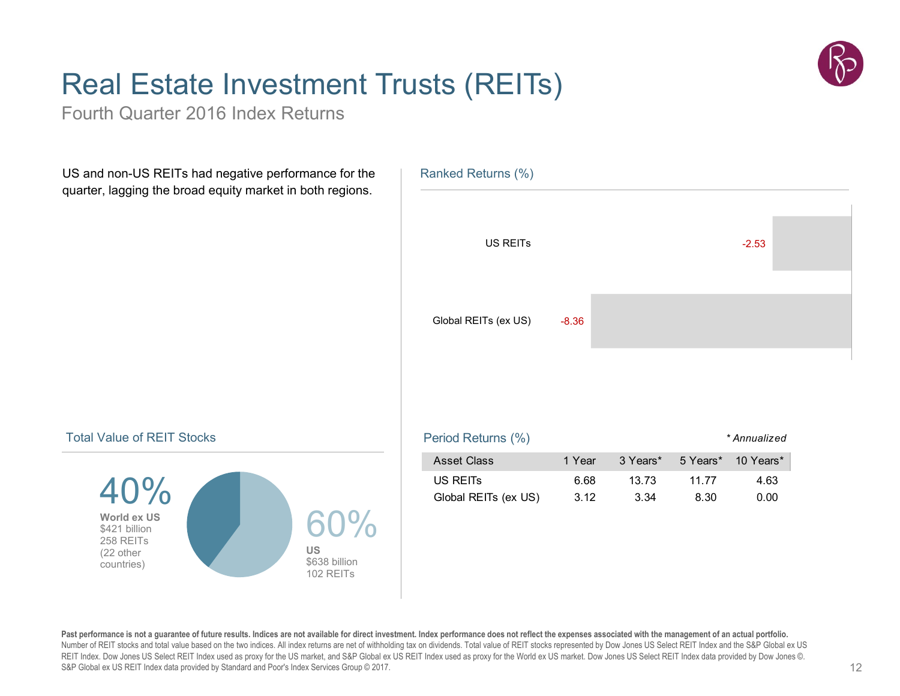# Real Estate Investment Trusts (REITs)

Fourth Quarter 2016 Index Returns

US and non-US REITs had negative performance for the quarter, lagging the broad equity market in both regions.

## Ranked Returns (%)

| | |
|---|---|
| US REITs | -2.53 |
| Global REITs (ex US) | -8.36 |

## Total Value of REIT Stocks

**40%**
**World ex US**
$421 billion
258 REITs
(22 other countries)

**60%**
**US**
$638 billion
102 REITs

## Period Returns (%)

*\* Annualized*

| Asset Class | 1 Year | 3 Years* | 5 Years* | 10 Years* |
|---|---|---|---|---|
| US REITs | 6.68 | 13.73 | 11.77 | 4.63 |
| Global REITs (ex US) | 3.12 | 3.34 | 8.30 | 0.00 |

**Past performance is not a guarantee of future results. Indices are not available for direct investment. Index performance does not reflect the expenses associated with the management of an actual portfolio.**
Number of REIT stocks and total value based on the two indices. All index returns are net of withholding tax on dividends. Total value of REIT stocks represented by Dow Jones US Select REIT Index and the S&P Global ex US REIT Index. Dow Jones US Select REIT Index used as proxy for the US market, and S&P Global ex US REIT Index used as proxy for the World ex US market. Dow Jones US Select REIT Index data provided by Dow Jones ©. S&P Global ex US REIT Index data provided by Standard and Poor's Index Services Group © 2017.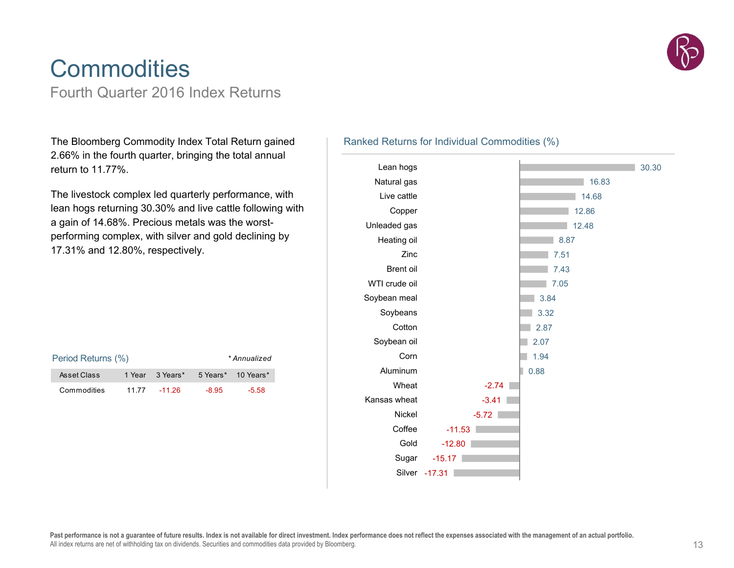# Commodities

## Fourth Quarter 2016 Index Returns

The Bloomberg Commodity Index Total Return gained 2.66% in the fourth quarter, bringing the total annual return to 11.77%.

The livestock complex led quarterly performance, with lean hogs returning 30.30% and live cattle following with a gain of 14.68%. Precious metals was the worst-performing complex, with silver and gold declining by 17.31% and 12.80%, respectively.

### Period Returns (%)

*\* Annualized*

| Asset Class | 1 Year | 3 Years* | 5 Years* | 10 Years* |
|---|---|---|---|---|
| Commodities | 11.77 | -11.26 | -8.95 | -5.58 |

### Ranked Returns for Individual Commodities (%)

| Commodity | Return |
|---|---|
| Lean hogs | 30.30 |
| Natural gas | 16.83 |
| Live cattle | 14.68 |
| Copper | 12.86 |
| Unleaded gas | 12.48 |
| Heating oil | 8.87 |
| Zinc | 7.51 |
| Brent oil | 7.43 |
| WTI crude oil | 7.05 |
| Soybean meal | 3.84 |
| Soybeans | 3.32 |
| Cotton | 2.87 |
| Soybean oil | 2.07 |
| Corn | 1.94 |
| Aluminum | 0.88 |
| Wheat | -2.74 |
| Kansas wheat | -3.41 |
| Nickel | -5.72 |
| Coffee | -11.53 |
| Gold | -12.80 |
| Sugar | -15.17 |
| Silver | -17.31 |

**Past performance is not a guarantee of future results. Index is not available for direct investment. Index performance does not reflect the expenses associated with the management of an actual portfolio.**
All index returns are net of withholding tax on dividends. Securities and commodities data provided by Bloomberg.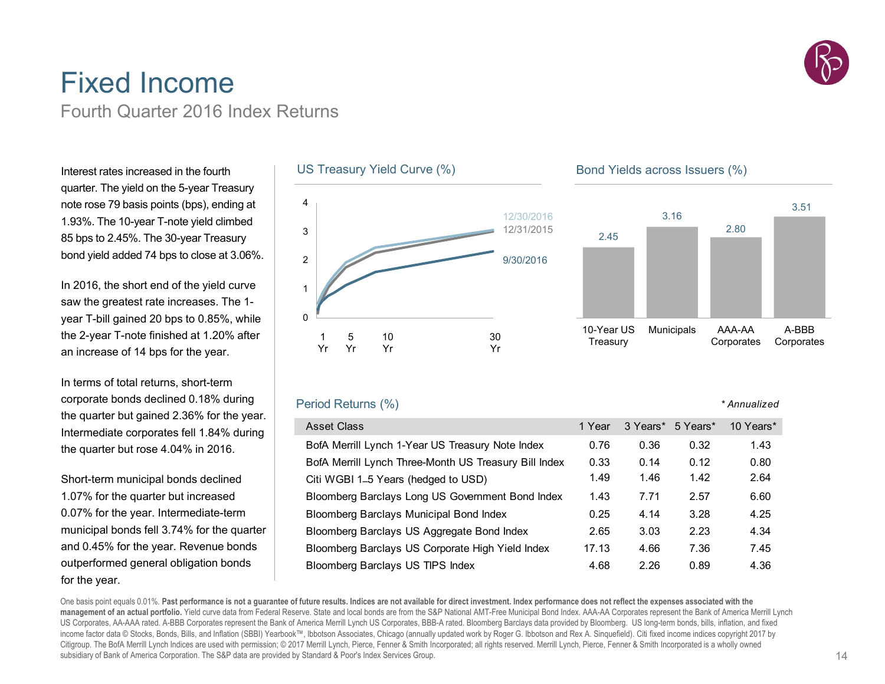# Fixed Income

## Fourth Quarter 2016 Index Returns

Interest rates increased in the fourth quarter. The yield on the 5-year Treasury note rose 79 basis points (bps), ending at 1.93%. The 10-year T-note yield climbed 85 bps to 2.45%. The 30-year Treasury bond yield added 74 bps to close at 3.06%.

In 2016, the short end of the yield curve saw the greatest rate increases. The 1-year T-bill gained 20 bps to 0.85%, while the 2-year T-note finished at 1.20% after an increase of 14 bps for the year.

In terms of total returns, short-term corporate bonds declined 0.18% during the quarter but gained 2.36% for the year. Intermediate corporates fell 1.84% during the quarter but rose 4.04% in 2016.

Short-term municipal bonds declined 1.07% for the quarter but increased 0.07% for the year. Intermediate-term municipal bonds fell 3.74% for the quarter and 0.45% for the year. Revenue bonds outperformed general obligation bonds for the year.

### US Treasury Yield Curve (%)

Legend: 12/30/2016, 12/31/2015, 9/30/2016

Y-axis: 0, 1, 2, 3, 4
X-axis: 1 Yr, 5 Yr, 10 Yr, 30 Yr

### Bond Yields across Issuers (%)

| 10-Year US Treasury | Municipals | AAA-AA Corporates | A-BBB Corporates |
|---|---|---|---|
| 2.45 | 3.16 | 2.80 | 3.51 |

### Period Returns (%)

*\* Annualized*

| Asset Class | 1 Year | 3 Years* | 5 Years* | 10 Years* |
|---|---|---|---|---|
| BofA Merrill Lynch 1-Year US Treasury Note Index | 0.76 | 0.36 | 0.32 | 1.43 |
| BofA Merrill Lynch Three-Month US Treasury Bill Index | 0.33 | 0.14 | 0.12 | 0.80 |
| Citi WGBI 1–5 Years (hedged to USD) | 1.49 | 1.46 | 1.42 | 2.64 |
| Bloomberg Barclays Long US Government Bond Index | 1.43 | 7.71 | 2.57 | 6.60 |
| Bloomberg Barclays Municipal Bond Index | 0.25 | 4.14 | 3.28 | 4.25 |
| Bloomberg Barclays US Aggregate Bond Index | 2.65 | 3.03 | 2.23 | 4.34 |
| Bloomberg Barclays US Corporate High Yield Index | 17.13 | 4.66 | 7.36 | 7.45 |
| Bloomberg Barclays US TIPS Index | 4.68 | 2.26 | 0.89 | 4.36 |

One basis point equals 0.01%. **Past performance is not a guarantee of future results. Indices are not available for direct investment. Index performance does not reflect the expenses associated with the management of an actual portfolio.** Yield curve data from Federal Reserve. State and local bonds are from the S&P National AMT-Free Municipal Bond Index. AAA-AA Corporates represent the Bank of America Merrill Lynch US Corporates, AA-AAA rated. A-BBB Corporates represent the Bank of America Merrill Lynch US Corporates, BBB-A rated. Bloomberg Barclays data provided by Bloomberg. US long-term bonds, bills, inflation, and fixed income factor data © Stocks, Bonds, Bills, and Inflation (SBBI) Yearbook™, Ibbotson Associates, Chicago (annually updated work by Roger G. Ibbotson and Rex A. Sinquefield). Citi fixed income indices copyright 2017 by Citigroup. The BofA Merrill Lynch Indices are used with permission; © 2017 Merrill Lynch, Pierce, Fenner & Smith Incorporated; all rights reserved. Merrill Lynch, Pierce, Fenner & Smith Incorporated is a wholly owned subsidiary of Bank of America Corporation. The S&P data are provided by Standard & Poor's Index Services Group.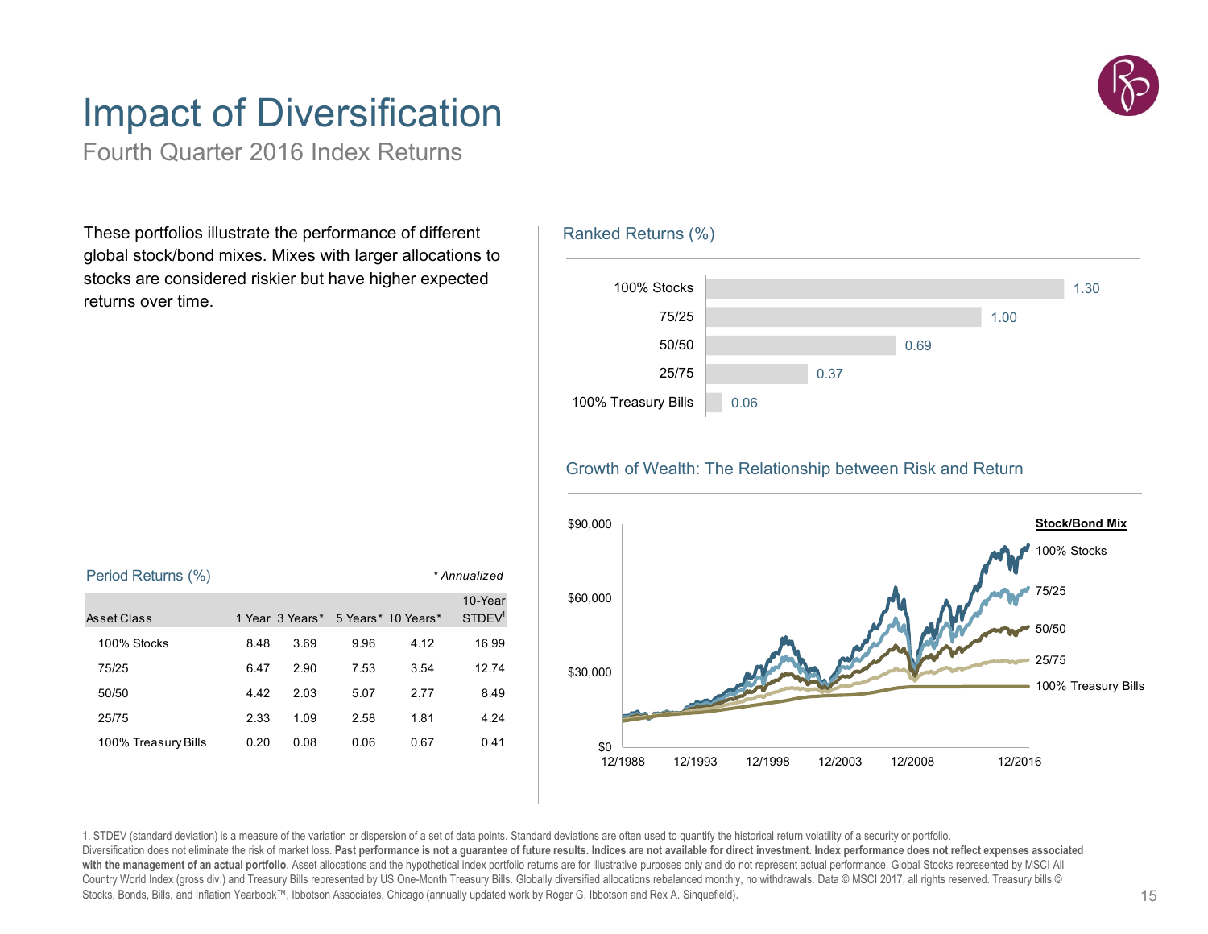# Impact of Diversification

## Fourth Quarter 2016 Index Returns

These portfolios illustrate the performance of different global stock/bond mixes. Mixes with larger allocations to stocks are considered riskier but have higher expected returns over time.

### Ranked Returns (%)

| Asset Class | Return |
|---|---|
| 100% Stocks | 1.30 |
| 75/25 | 1.00 |
| 50/50 | 0.69 |
| 25/75 | 0.37 |
| 100% Treasury Bills | 0.06 |

### Growth of Wealth: The Relationship between Risk and Return

Stock/Bond Mix: 100% Stocks, 75/25, 50/50, 25/75, 100% Treasury Bills

Y-axis: $0, $30,000, $60,000, $90,000

X-axis: 12/1988, 12/1993, 12/1998, 12/2003, 12/2008, 12/2016

### Period Returns (%)

*\* Annualized*

| Asset Class | 1 Year | 3 Years* | 5 Years* | 10 Years* | 10-Year STDEV[1] |
|---|---|---|---|---|---|
| 100% Stocks | 8.48 | 3.69 | 9.96 | 4.12 | 16.99 |
| 75/25 | 6.47 | 2.90 | 7.53 | 3.54 | 12.74 |
| 50/50 | 4.42 | 2.03 | 5.07 | 2.77 | 8.49 |
| 25/75 | 2.33 | 1.09 | 2.58 | 1.81 | 4.24 |
| 100% Treasury Bills | 0.20 | 0.08 | 0.06 | 0.67 | 0.41 |

1. STDEV (standard deviation) is a measure of the variation or dispersion of a set of data points. Standard deviations are often used to quantify the historical return volatility of a security or portfolio.

Diversification does not eliminate the risk of market loss. **Past performance is not a guarantee of future results. Indices are not available for direct investment. Index performance does not reflect expenses associated with the management of an actual portfolio**. Asset allocations and the hypothetical index portfolio returns are for illustrative purposes only and do not represent actual performance. Global Stocks represented by MSCI All Country World Index (gross div.) and Treasury Bills represented by US One-Month Treasury Bills. Globally diversified allocations rebalanced monthly, no withdrawals. Data © MSCI 2017, all rights reserved. Treasury bills © Stocks, Bonds, Bills, and Inflation Yearbook™, Ibbotson Associates, Chicago (annually updated work by Roger G. Ibbotson and Rex A. Sinquefield).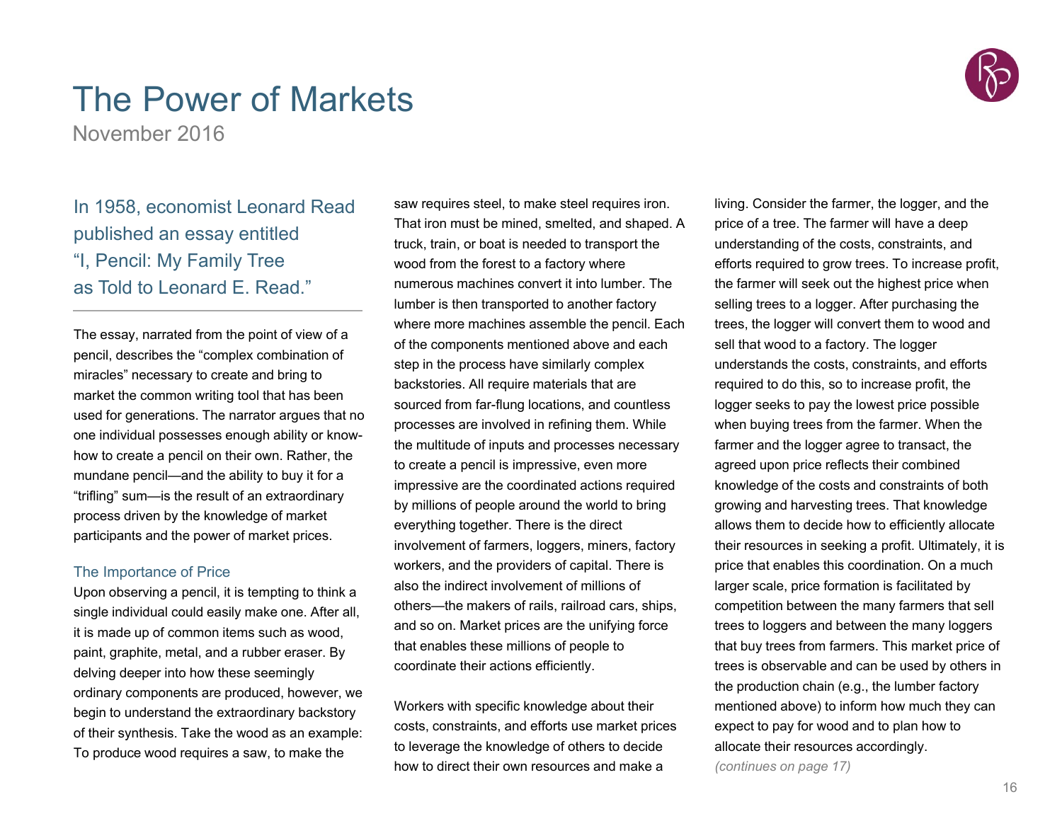# The Power of Markets

November 2016

## In 1958, economist Leonard Read published an essay entitled "I, Pencil: My Family Tree as Told to Leonard E. Read."

The essay, narrated from the point of view of a pencil, describes the "complex combination of miracles" necessary to create and bring to market the common writing tool that has been used for generations. The narrator argues that no one individual possesses enough ability or know-how to create a pencil on their own. Rather, the mundane pencil—and the ability to buy it for a "trifling" sum—is the result of an extraordinary process driven by the knowledge of market participants and the power of market prices.

### The Importance of Price

Upon observing a pencil, it is tempting to think a single individual could easily make one. After all, it is made up of common items such as wood, paint, graphite, metal, and a rubber eraser. By delving deeper into how these seemingly ordinary components are produced, however, we begin to understand the extraordinary backstory of their synthesis. Take the wood as an example: To produce wood requires a saw, to make the saw requires steel, to make steel requires iron. That iron must be mined, smelted, and shaped. A truck, train, or boat is needed to transport the wood from the forest to a factory where numerous machines convert it into lumber. The lumber is then transported to another factory where more machines assemble the pencil. Each of the components mentioned above and each step in the process have similarly complex backstories. All require materials that are sourced from far-flung locations, and countless processes are involved in refining them. While the multitude of inputs and processes necessary to create a pencil is impressive, even more impressive are the coordinated actions required by millions of people around the world to bring everything together. There is the direct involvement of farmers, loggers, miners, factory workers, and the providers of capital. There is also the indirect involvement of millions of others—the makers of rails, railroad cars, ships, and so on. Market prices are the unifying force that enables these millions of people to coordinate their actions efficiently.

Workers with specific knowledge about their costs, constraints, and efforts use market prices to leverage the knowledge of others to decide how to direct their own resources and make a living. Consider the farmer, the logger, and the price of a tree. The farmer will have a deep understanding of the costs, constraints, and efforts required to grow trees. To increase profit, the farmer will seek out the highest price when selling trees to a logger. After purchasing the trees, the logger will convert them to wood and sell that wood to a factory. The logger understands the costs, constraints, and efforts required to do this, so to increase profit, the logger seeks to pay the lowest price possible when buying trees from the farmer. When the farmer and the logger agree to transact, the agreed upon price reflects their combined knowledge of the costs and constraints of both growing and harvesting trees. That knowledge allows them to decide how to efficiently allocate their resources in seeking a profit. Ultimately, it is price that enables this coordination. On a much larger scale, price formation is facilitated by competition between the many farmers that sell trees to loggers and between the many loggers that buy trees from farmers. This market price of trees is observable and can be used by others in the production chain (e.g., the lumber factory mentioned above) to inform how much they can expect to pay for wood and to plan how to allocate their resources accordingly.

*(continues on page 17)*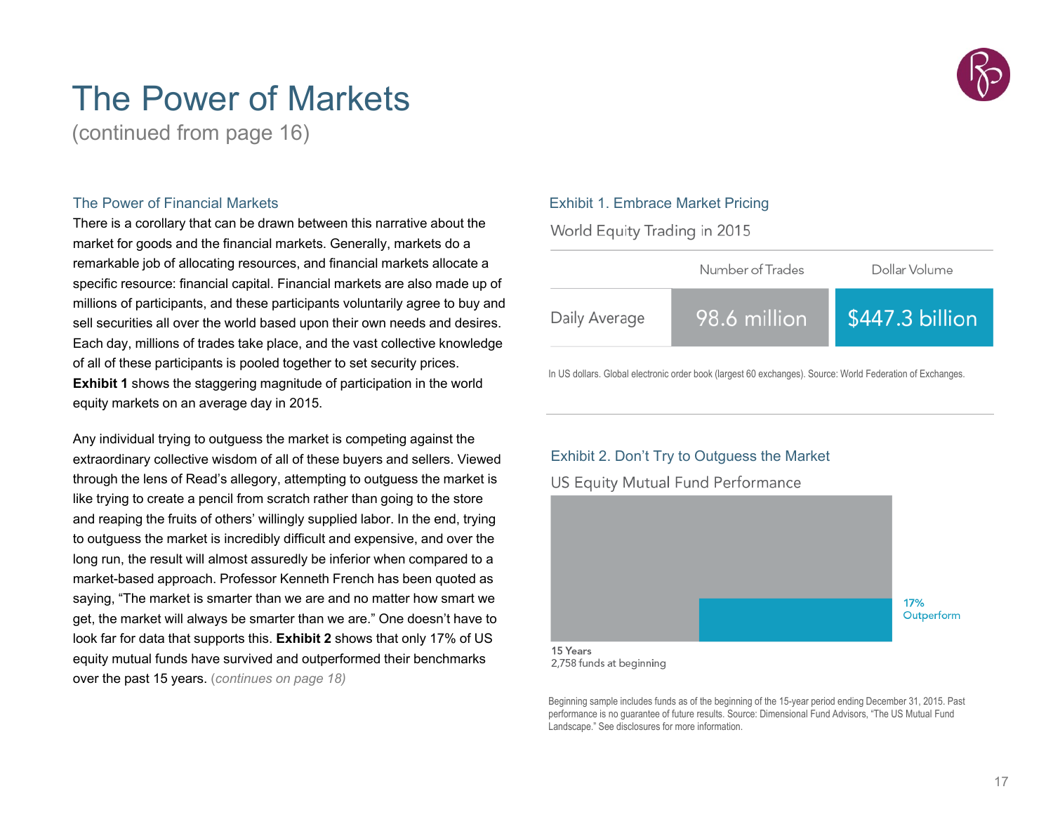# The Power of Markets

(continued from page 16)

### The Power of Financial Markets

There is a corollary that can be drawn between this narrative about the market for goods and the financial markets. Generally, markets do a remarkable job of allocating resources, and financial markets allocate a specific resource: financial capital. Financial markets are also made up of millions of participants, and these participants voluntarily agree to buy and sell securities all over the world based upon their own needs and desires. Each day, millions of trades take place, and the vast collective knowledge of all of these participants is pooled together to set security prices. **Exhibit 1** shows the staggering magnitude of participation in the world equity markets on an average day in 2015.

Any individual trying to outguess the market is competing against the extraordinary collective wisdom of all of these buyers and sellers. Viewed through the lens of Read's allegory, attempting to outguess the market is like trying to create a pencil from scratch rather than going to the store and reaping the fruits of others' willingly supplied labor. In the end, trying to outguess the market is incredibly difficult and expensive, and over the long run, the result will almost assuredly be inferior when compared to a market-based approach. Professor Kenneth French has been quoted as saying, "The market is smarter than we are and no matter how smart we get, the market will always be smarter than we are." One doesn't have to look far for data that supports this. **Exhibit 2** shows that only 17% of US equity mutual funds have survived and outperformed their benchmarks over the past 15 years. *(continues on page 18)*

### Exhibit 1. Embrace Market Pricing

World Equity Trading in 2015

| | Number of Trades | Dollar Volume |
|---|---|---|
| Daily Average | 98.6 million | $447.3 billion |

In US dollars. Global electronic order book (largest 60 exchanges). Source: World Federation of Exchanges.

### Exhibit 2. Don't Try to Outguess the Market

US Equity Mutual Fund Performance

17% Outperform

15 Years
2,758 funds at beginning

Beginning sample includes funds as of the beginning of the 15-year period ending December 31, 2015. Past performance is no guarantee of future results. Source: Dimensional Fund Advisors, "The US Mutual Fund Landscape." See disclosures for more information.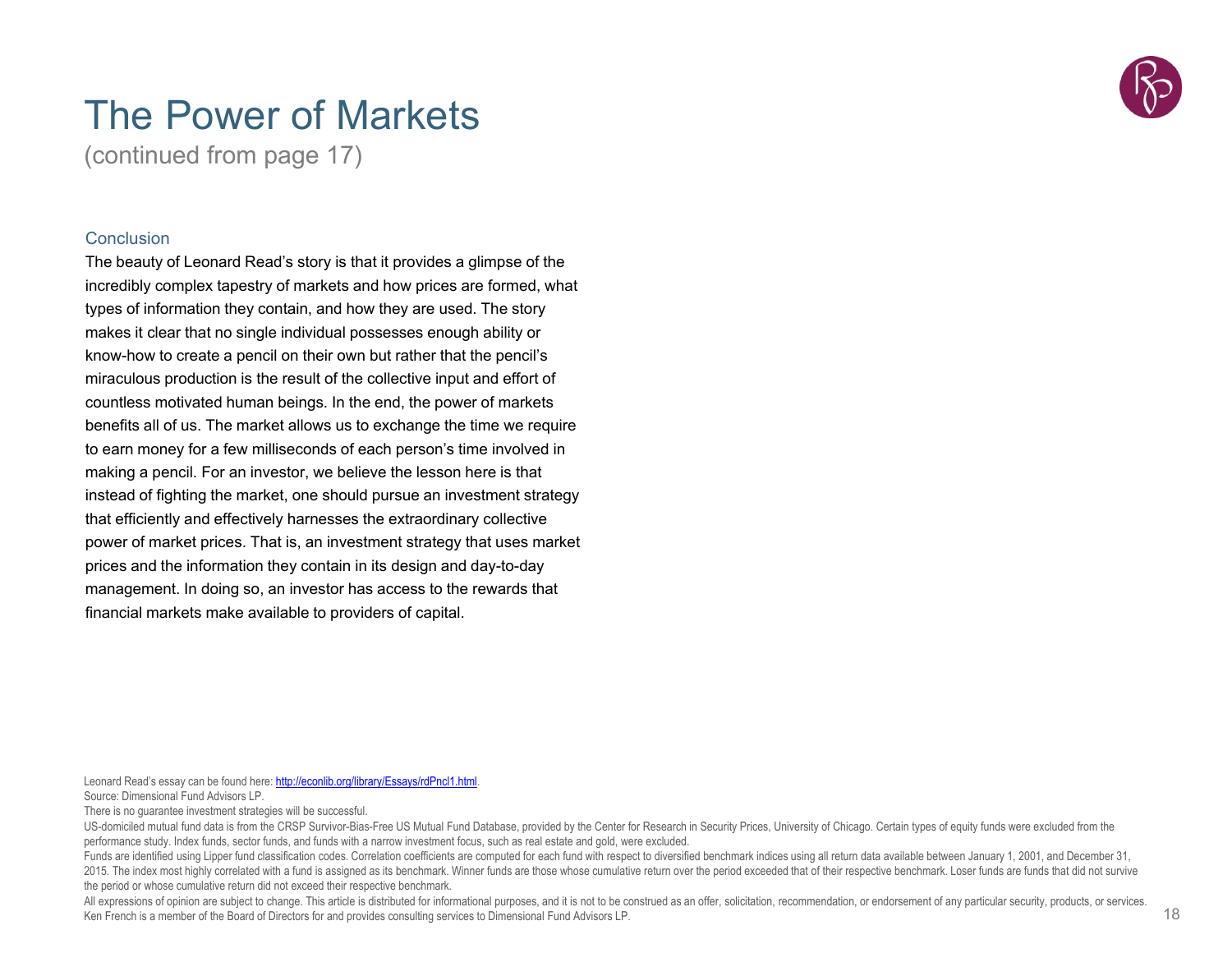# The Power of Markets

(continued from page 17)

### Conclusion

The beauty of Leonard Read's story is that it provides a glimpse of the incredibly complex tapestry of markets and how prices are formed, what types of information they contain, and how they are used. The story makes it clear that no single individual possesses enough ability or know-how to create a pencil on their own but rather that the pencil's miraculous production is the result of the collective input and effort of countless motivated human beings. In the end, the power of markets benefits all of us. The market allows us to exchange the time we require to earn money for a few milliseconds of each person's time involved in making a pencil. For an investor, we believe the lesson here is that instead of fighting the market, one should pursue an investment strategy that efficiently and effectively harnesses the extraordinary collective power of market prices. That is, an investment strategy that uses market prices and the information they contain in its design and day-to-day management. In doing so, an investor has access to the rewards that financial markets make available to providers of capital.

Leonard Read's essay can be found here: http://econlib.org/library/Essays/rdPncl1.html.

Source: Dimensional Fund Advisors LP.

There is no guarantee investment strategies will be successful.

US-domiciled mutual fund data is from the CRSP Survivor-Bias-Free US Mutual Fund Database, provided by the Center for Research in Security Prices, University of Chicago. Certain types of equity funds were excluded from the performance study. Index funds, sector funds, and funds with a narrow investment focus, such as real estate and gold, were excluded.

Funds are identified using Lipper fund classification codes. Correlation coefficients are computed for each fund with respect to diversified benchmark indices using all return data available between January 1, 2001, and December 31, 2015. The index most highly correlated with a fund is assigned as its benchmark. Winner funds are those whose cumulative return over the period exceeded that of their respective benchmark. Loser funds are funds that did not survive the period or whose cumulative return did not exceed their respective benchmark.

All expressions of opinion are subject to change. This article is distributed for informational purposes, and it is not to be construed as an offer, solicitation, recommendation, or endorsement of any particular security, products, or services. Ken French is a member of the Board of Directors for and provides consulting services to Dimensional Fund Advisors LP.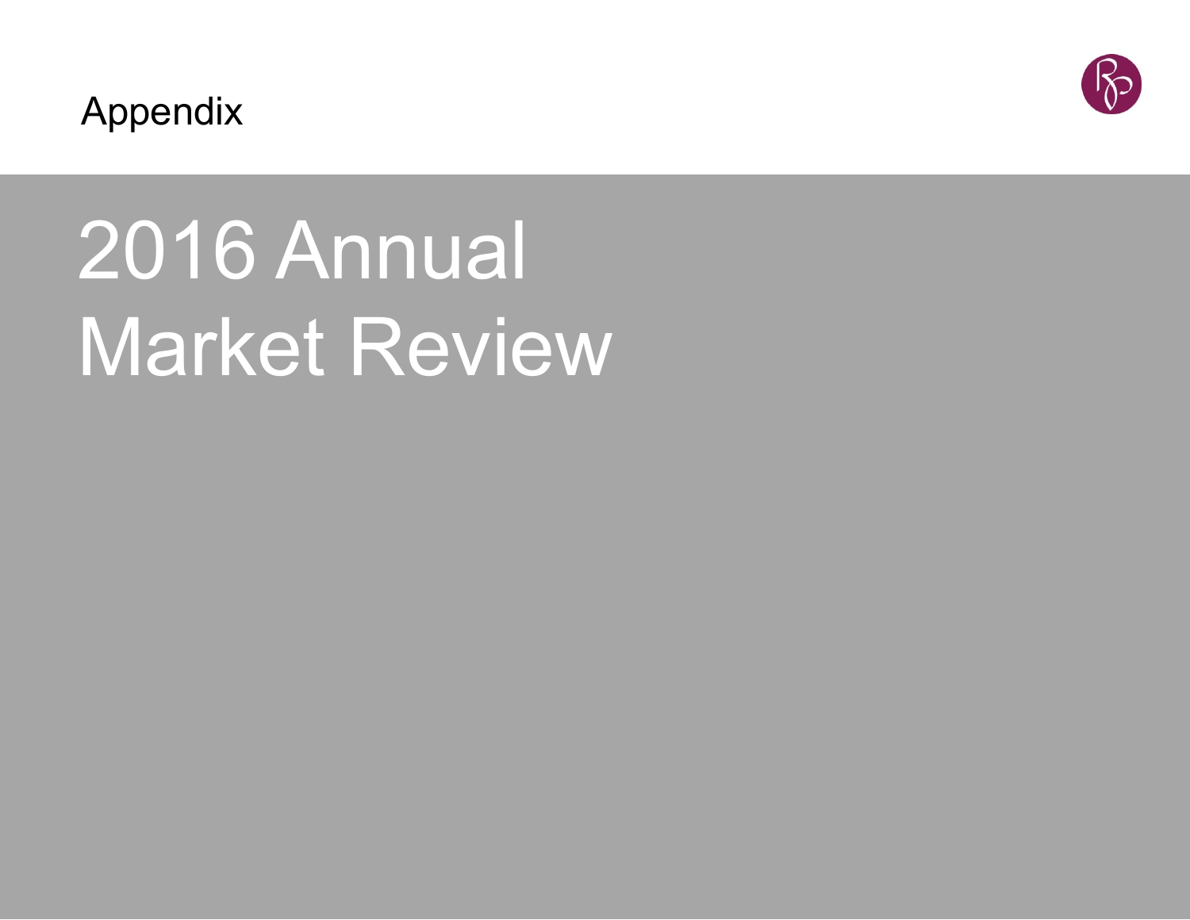Appendix

# 2016 Annual Market Review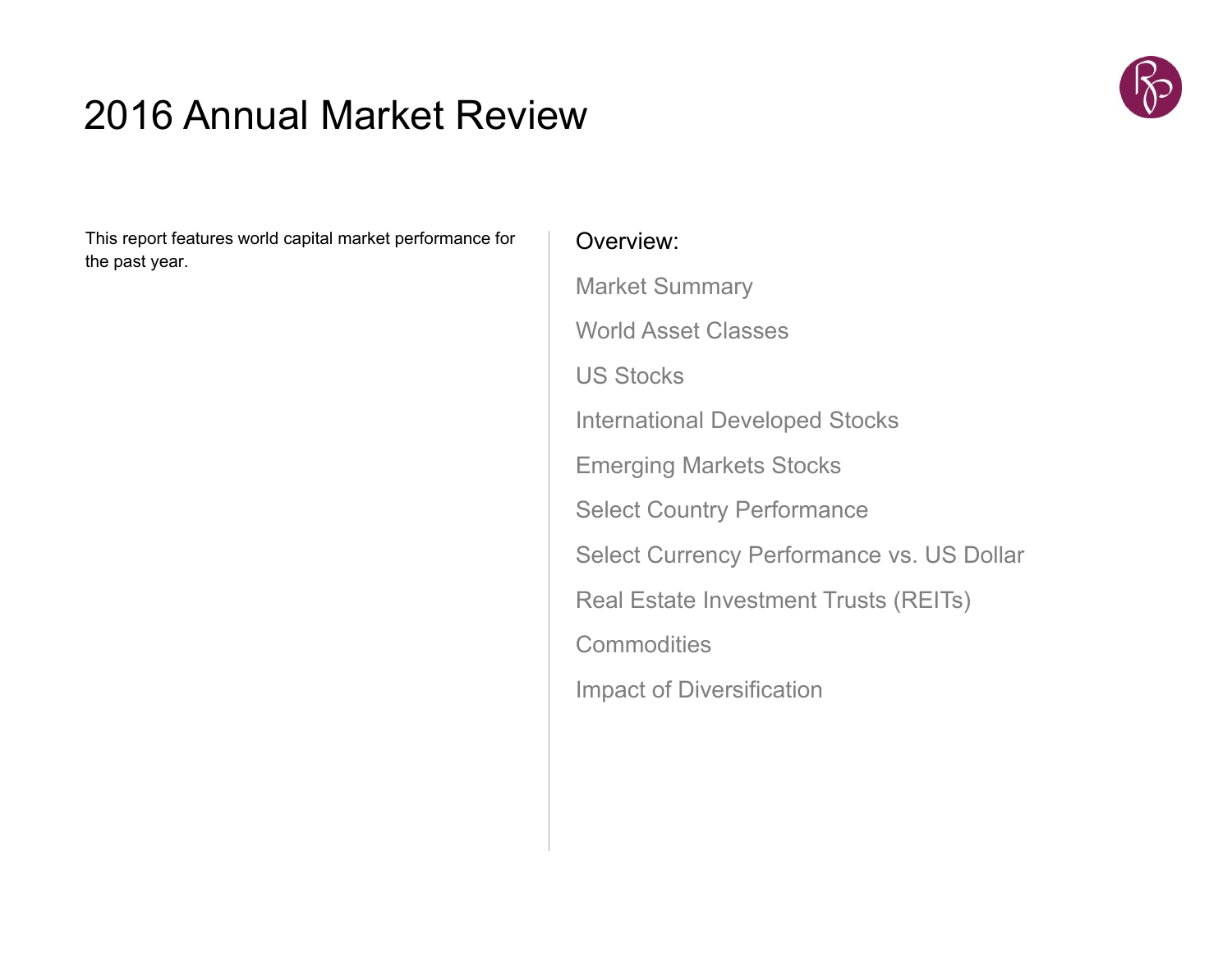# 2016 Annual Market Review

This report features world capital market performance for the past year.

Overview:

- Market Summary
- World Asset Classes
- US Stocks
- International Developed Stocks
- Emerging Markets Stocks
- Select Country Performance
- Select Currency Performance vs. US Dollar
- Real Estate Investment Trusts (REITs)
- Commodities
- Impact of Diversification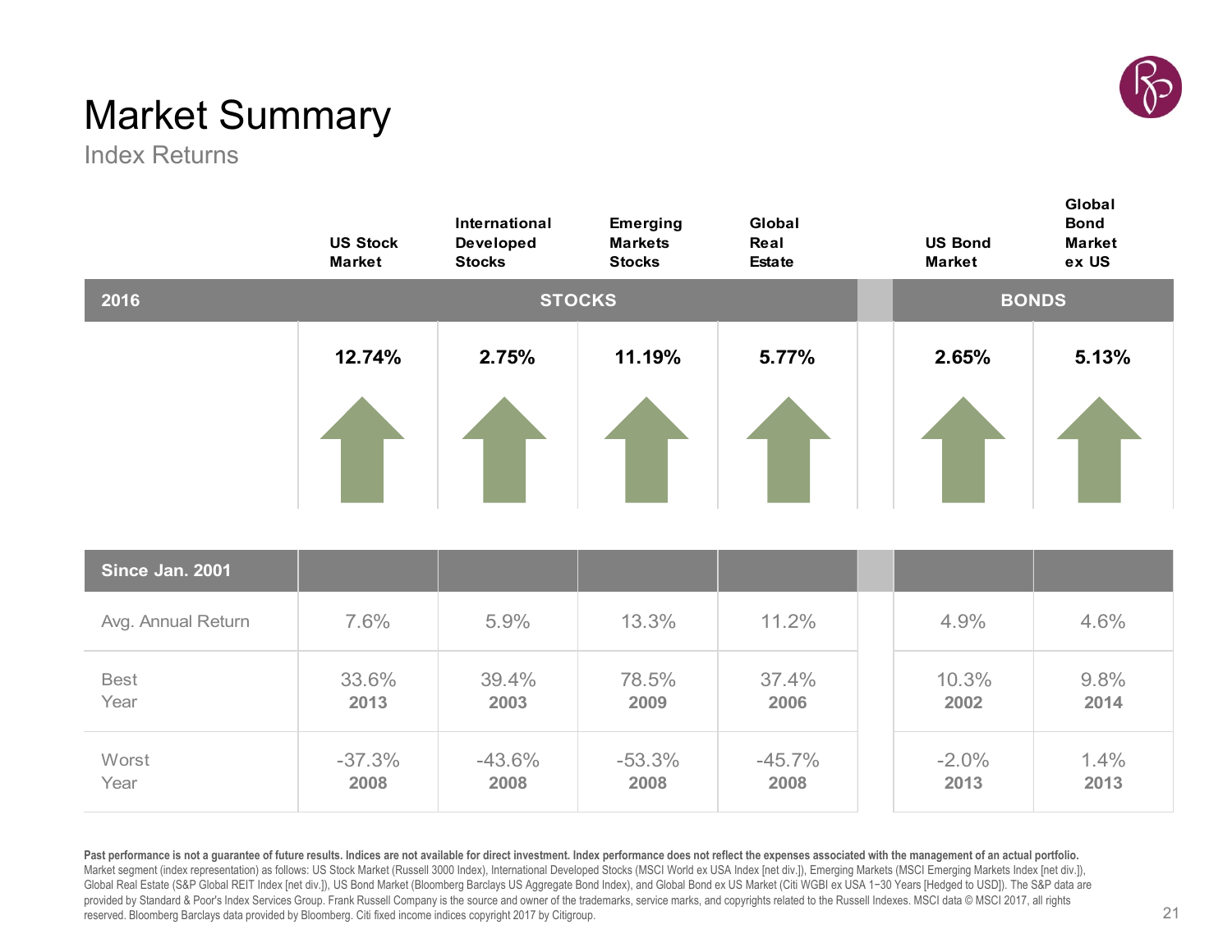# Market Summary

## Index Returns

| 2016 | US Stock Market | International Developed Stocks | Emerging Markets Stocks | Global Real Estate | US Bond Market | Global Bond Market ex US |
|---|---|---|---|---|---|---|
| | **STOCKS** | | | | **BONDS** | |
| | **12.74%** | **2.75%** | **11.19%** | **5.77%** | **2.65%** | **5.13%** |

| Since Jan. 2001 | US Stock Market | International Developed Stocks | Emerging Markets Stocks | Global Real Estate | US Bond Market | Global Bond Market ex US |
|---|---|---|---|---|---|---|
| Avg. Annual Return | 7.6% | 5.9% | 13.3% | 11.2% | 4.9% | 4.6% |
| Best Year | 33.6% **2013** | 39.4% **2003** | 78.5% **2009** | 37.4% **2006** | 10.3% **2002** | 9.8% **2014** |
| Worst Year | -37.3% **2008** | -43.6% **2008** | -53.3% **2008** | -45.7% **2008** | -2.0% **2013** | 1.4% **2013** |

**Past performance is not a guarantee of future results. Indices are not available for direct investment. Index performance does not reflect the expenses associated with the management of an actual portfolio.**
Market segment (index representation) as follows: US Stock Market (Russell 3000 Index), International Developed Stocks (MSCI World ex USA Index [net div.]), Emerging Markets (MSCI Emerging Markets Index [net div.]), Global Real Estate (S&P Global REIT Index [net div.]), US Bond Market (Bloomberg Barclays US Aggregate Bond Index), and Global Bond ex US Market (Citi WGBI ex USA 1−30 Years [Hedged to USD]). The S&P data are provided by Standard & Poor's Index Services Group. Frank Russell Company is the source and owner of the trademarks, service marks, and copyrights related to the Russell Indexes. MSCI data © MSCI 2017, all rights reserved. Bloomberg Barclays data provided by Bloomberg. Citi fixed income indices copyright 2017 by Citigroup.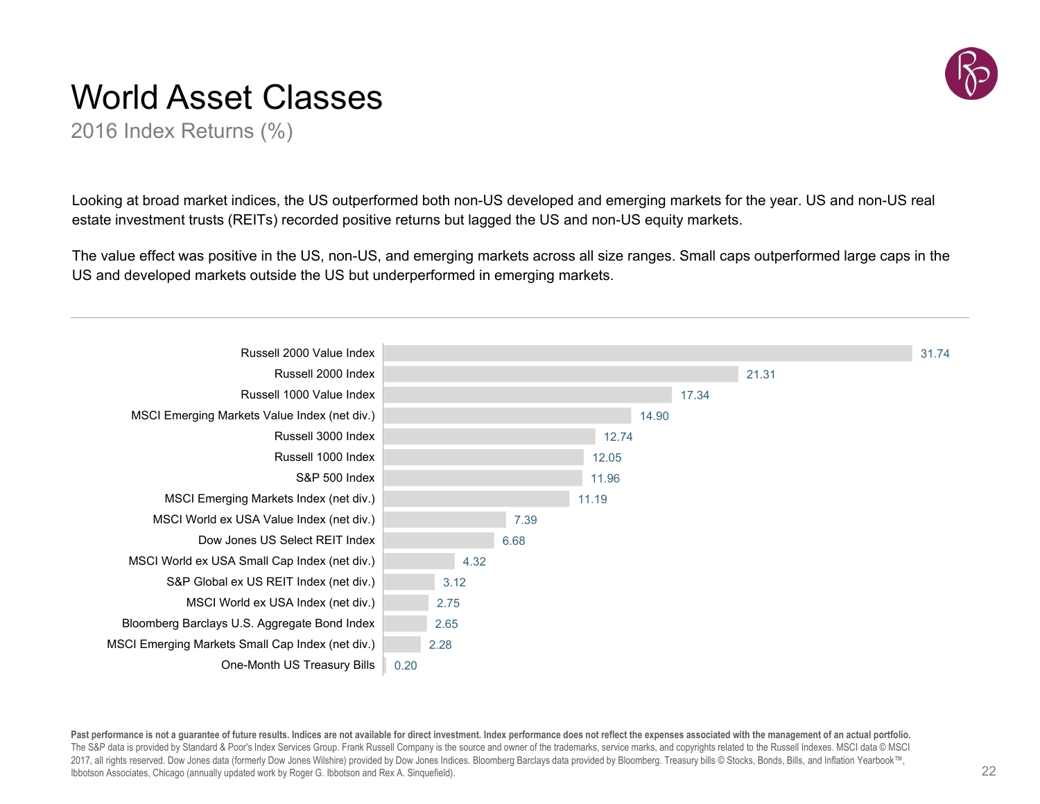# World Asset Classes

## 2016 Index Returns (%)

Looking at broad market indices, the US outperformed both non-US developed and emerging markets for the year. US and non-US real estate investment trusts (REITs) recorded positive returns but lagged the US and non-US equity markets.

The value effect was positive in the US, non-US, and emerging markets across all size ranges. Small caps outperformed large caps in the US and developed markets outside the US but underperformed in emerging markets.

| Index | 2016 Return (%) |
|---|---|
| Russell 2000 Value Index | 31.74 |
| Russell 2000 Index | 21.31 |
| Russell 1000 Value Index | 17.34 |
| MSCI Emerging Markets Value Index (net div.) | 14.90 |
| Russell 3000 Index | 12.74 |
| Russell 1000 Index | 12.05 |
| S&P 500 Index | 11.96 |
| MSCI Emerging Markets Index (net div.) | 11.19 |
| MSCI World ex USA Value Index (net div.) | 7.39 |
| Dow Jones US Select REIT Index | 6.68 |
| MSCI World ex USA Small Cap Index (net div.) | 4.32 |
| S&P Global ex US REIT Index (net div.) | 3.12 |
| MSCI World ex USA Index (net div.) | 2.75 |
| Bloomberg Barclays U.S. Aggregate Bond Index | 2.65 |
| MSCI Emerging Markets Small Cap Index (net div.) | 2.28 |
| One-Month US Treasury Bills | 0.20 |

**Past performance is not a guarantee of future results. Indices are not available for direct investment. Index performance does not reflect the expenses associated with the management of an actual portfolio.**
The S&P data is provided by Standard & Poor's Index Services Group. Frank Russell Company is the source and owner of the trademarks, service marks, and copyrights related to the Russell Indexes. MSCI data © MSCI 2017, all rights reserved. Dow Jones data (formerly Dow Jones Wilshire) provided by Dow Jones Indices. Bloomberg Barclays data provided by Bloomberg. Treasury bills © Stocks, Bonds, Bills, and Inflation Yearbook™, Ibbotson Associates, Chicago (annually updated work by Roger G. Ibbotson and Rex A. Sinquefield).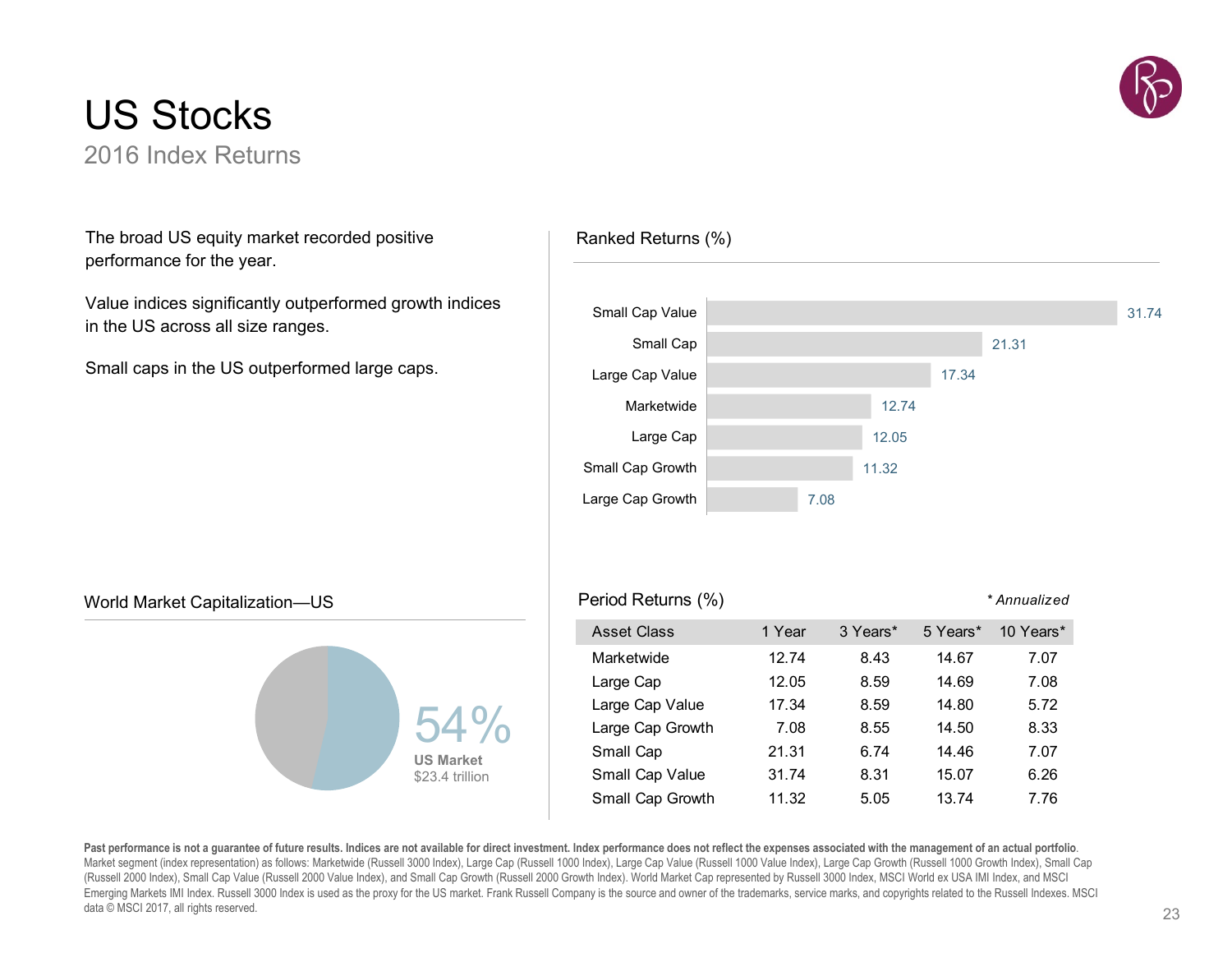# US Stocks

## 2016 Index Returns

The broad US equity market recorded positive performance for the year.

Value indices significantly outperformed growth indices in the US across all size ranges.

Small caps in the US outperformed large caps.

### Ranked Returns (%)

| Asset Class | Return |
|---|---|
| Small Cap Value | 31.74 |
| Small Cap | 21.31 |
| Large Cap Value | 17.34 |
| Marketwide | 12.74 |
| Large Cap | 12.05 |
| Small Cap Growth | 11.32 |
| Large Cap Growth | 7.08 |

### World Market Capitalization—US

54%
**US Market**
$23.4 trillion

### Period Returns (%)

*\* Annualized*

| Asset Class | 1 Year | 3 Years* | 5 Years* | 10 Years* |
|---|---|---|---|---|
| Marketwide | 12.74 | 8.43 | 14.67 | 7.07 |
| Large Cap | 12.05 | 8.59 | 14.69 | 7.08 |
| Large Cap Value | 17.34 | 8.59 | 14.80 | 5.72 |
| Large Cap Growth | 7.08 | 8.55 | 14.50 | 8.33 |
| Small Cap | 21.31 | 6.74 | 14.46 | 7.07 |
| Small Cap Value | 31.74 | 8.31 | 15.07 | 6.26 |
| Small Cap Growth | 11.32 | 5.05 | 13.74 | 7.76 |

**Past performance is not a guarantee of future results. Indices are not available for direct investment. Index performance does not reflect the expenses associated with the management of an actual portfolio.** Market segment (index representation) as follows: Marketwide (Russell 3000 Index), Large Cap (Russell 1000 Index), Large Cap Value (Russell 1000 Value Index), Large Cap Growth (Russell 1000 Growth Index), Small Cap (Russell 2000 Index), Small Cap Value (Russell 2000 Value Index), and Small Cap Growth (Russell 2000 Growth Index). World Market Cap represented by Russell 3000 Index, MSCI World ex USA IMI Index, and MSCI Emerging Markets IMI Index. Russell 3000 Index is used as the proxy for the US market. Frank Russell Company is the source and owner of the trademarks, service marks, and copyrights related to the Russell Indexes. MSCI data © MSCI 2017, all rights reserved.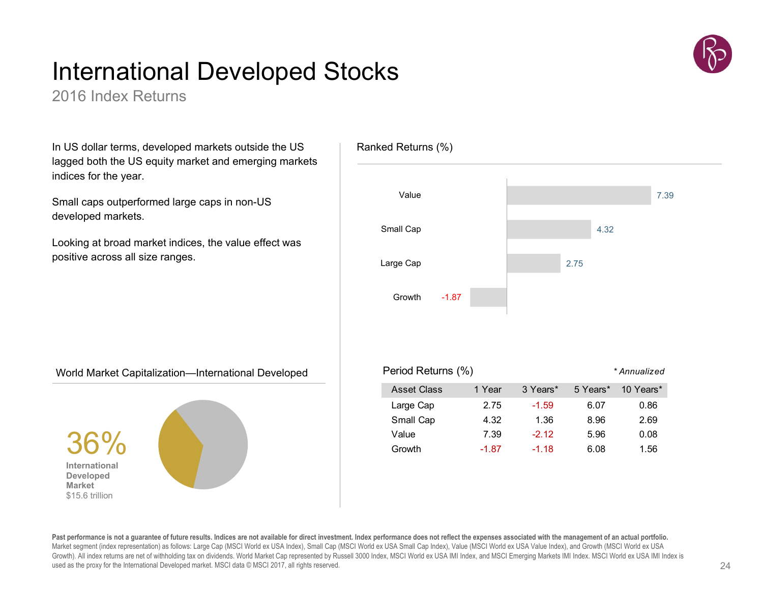# International Developed Stocks

2016 Index Returns

In US dollar terms, developed markets outside the US lagged both the US equity market and emerging markets indices for the year.

Small caps outperformed large caps in non-US developed markets.

Looking at broad market indices, the value effect was positive across all size ranges.

## Ranked Returns (%)

| Asset Class | Return |
|---|---|
| Value | 7.39 |
| Small Cap | 4.32 |
| Large Cap | 2.75 |
| Growth | -1.87 |

## World Market Capitalization—International Developed

36%
International Developed Market
$15.6 trillion

## Period Returns (%)

*\* Annualized*

| Asset Class | 1 Year | 3 Years* | 5 Years* | 10 Years* |
|---|---|---|---|---|
| Large Cap | 2.75 | -1.59 | 6.07 | 0.86 |
| Small Cap | 4.32 | 1.36 | 8.96 | 2.69 |
| Value | 7.39 | -2.12 | 5.96 | 0.08 |
| Growth | -1.87 | -1.18 | 6.08 | 1.56 |

**Past performance is not a guarantee of future results. Indices are not available for direct investment. Index performance does not reflect the expenses associated with the management of an actual portfolio.**
Market segment (index representation) as follows: Large Cap (MSCI World ex USA Index), Small Cap (MSCI World ex USA Small Cap Index), Value (MSCI World ex USA Value Index), and Growth (MSCI World ex USA Growth). All index returns are net of withholding tax on dividends. World Market Cap represented by Russell 3000 Index, MSCI World ex USA IMI Index, and MSCI Emerging Markets IMI Index. MSCI World ex USA IMI Index is used as the proxy for the International Developed market. MSCI data © MSCI 2017, all rights reserved.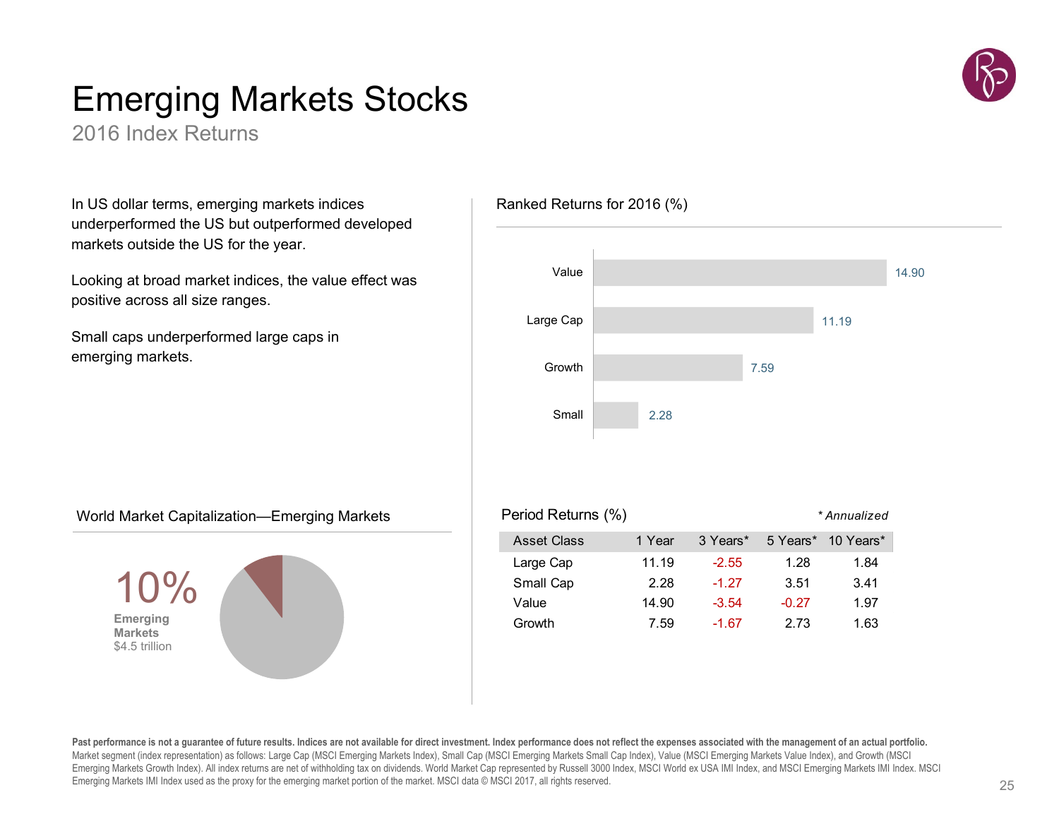# Emerging Markets Stocks

## 2016 Index Returns

In US dollar terms, emerging markets indices underperformed the US but outperformed developed markets outside the US for the year.

Looking at broad market indices, the value effect was positive across all size ranges.

Small caps underperformed large caps in emerging markets.

### Ranked Returns for 2016 (%)

| | |
|---|---|
| Value | 14.90 |
| Large Cap | 11.19 |
| Growth | 7.59 |
| Small | 2.28 |

### World Market Capitalization—Emerging Markets

10%
**Emerging Markets**
$4.5 trillion

### Period Returns (%)

*\* Annualized*

| Asset Class | 1 Year | 3 Years* | 5 Years* | 10 Years* |
|---|---|---|---|---|
| Large Cap | 11.19 | -2.55 | 1.28 | 1.84 |
| Small Cap | 2.28 | -1.27 | 3.51 | 3.41 |
| Value | 14.90 | -3.54 | -0.27 | 1.97 |
| Growth | 7.59 | -1.67 | 2.73 | 1.63 |

**Past performance is not a guarantee of future results. Indices are not available for direct investment. Index performance does not reflect the expenses associated with the management of an actual portfolio.**
Market segment (index representation) as follows: Large Cap (MSCI Emerging Markets Index), Small Cap (MSCI Emerging Markets Small Cap Index), Value (MSCI Emerging Markets Value Index), and Growth (MSCI Emerging Markets Growth Index). All index returns are net of withholding tax on dividends. World Market Cap represented by Russell 3000 Index, MSCI World ex USA IMI Index, and MSCI Emerging Markets IMI Index. MSCI Emerging Markets IMI Index used as the proxy for the emerging market portion of the market. MSCI data © MSCI 2017, all rights reserved.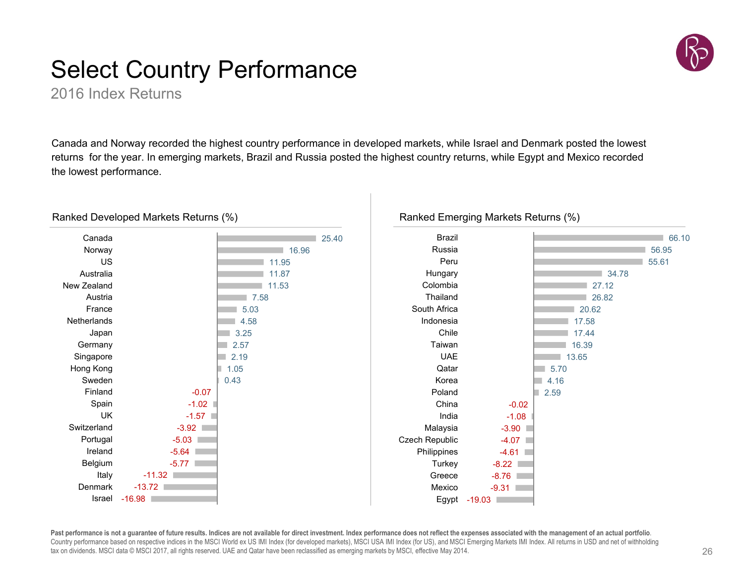# Select Country Performance

2016 Index Returns

Canada and Norway recorded the highest country performance in developed markets, while Israel and Denmark posted the lowest returns for the year. In emerging markets, Brazil and Russia posted the highest country returns, while Egypt and Mexico recorded the lowest performance.

## Ranked Developed Markets Returns (%)

| Country | Return (%) |
|---|---|
| Canada | 25.40 |
| Norway | 16.96 |
| US | 11.95 |
| Australia | 11.87 |
| New Zealand | 11.53 |
| Austria | 7.58 |
| France | 5.03 |
| Netherlands | 4.58 |
| Japan | 3.25 |
| Germany | 2.57 |
| Singapore | 2.19 |
| Hong Kong | 1.05 |
| Sweden | 0.43 |
| Finland | -0.07 |
| Spain | -1.02 |
| UK | -1.57 |
| Switzerland | -3.92 |
| Portugal | -5.03 |
| Ireland | -5.64 |
| Belgium | -5.77 |
| Italy | -11.32 |
| Denmark | -13.72 |
| Israel | -16.98 |

## Ranked Emerging Markets Returns (%)

| Country | Return (%) |
|---|---|
| Brazil | 66.10 |
| Russia | 56.95 |
| Peru | 55.61 |
| Hungary | 34.78 |
| Colombia | 27.12 |
| Thailand | 26.82 |
| South Africa | 20.62 |
| Indonesia | 17.58 |
| Chile | 17.44 |
| Taiwan | 16.39 |
| UAE | 13.65 |
| Qatar | 5.70 |
| Korea | 4.16 |
| Poland | 2.59 |
| China | -0.02 |
| India | -1.08 |
| Malaysia | -3.90 |
| Czech Republic | -4.07 |
| Philippines | -4.61 |
| Turkey | -8.22 |
| Greece | -8.76 |
| Mexico | -9.31 |
| Egypt | -19.03 |

**Past performance is not a guarantee of future results. Indices are not available for direct investment. Index performance does not reflect the expenses associated with the management of an actual portfolio.** Country performance based on respective indices in the MSCI World ex US IMI Index (for developed markets), MSCI USA IMI Index (for US), and MSCI Emerging Markets IMI Index. All returns in USD and net of withholding tax on dividends. MSCI data © MSCI 2017, all rights reserved. UAE and Qatar have been reclassified as emerging markets by MSCI, effective May 2014.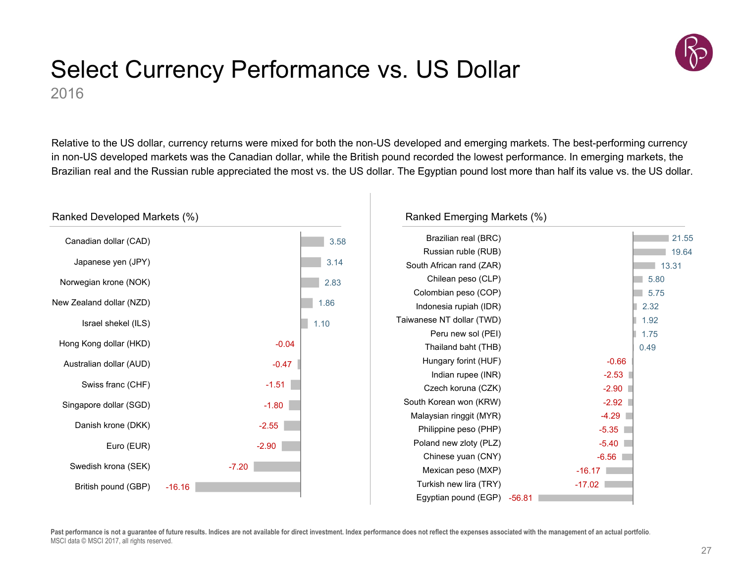# Select Currency Performance vs. US Dollar

2016

Relative to the US dollar, currency returns were mixed for both the non-US developed and emerging markets. The best-performing currency in non-US developed markets was the Canadian dollar, while the British pound recorded the lowest performance. In emerging markets, the Brazilian real and the Russian ruble appreciated the most vs. the US dollar. The Egyptian pound lost more than half its value vs. the US dollar.

## Ranked Developed Markets (%)

| Currency | % |
|---|---|
| Canadian dollar (CAD) | 3.58 |
| Japanese yen (JPY) | 3.14 |
| Norwegian krone (NOK) | 2.83 |
| New Zealand dollar (NZD) | 1.86 |
| Israel shekel (ILS) | 1.10 |
| Hong Kong dollar (HKD) | -0.04 |
| Australian dollar (AUD) | -0.47 |
| Swiss franc (CHF) | -1.51 |
| Singapore dollar (SGD) | -1.80 |
| Danish krone (DKK) | -2.55 |
| Euro (EUR) | -2.90 |
| Swedish krona (SEK) | -7.20 |
| British pound (GBP) | -16.16 |

## Ranked Emerging Markets (%)

| Currency | % |
|---|---|
| Brazilian real (BRC) | 21.55 |
| Russian ruble (RUB) | 19.64 |
| South African rand (ZAR) | 13.31 |
| Chilean peso (CLP) | 5.80 |
| Colombian peso (COP) | 5.75 |
| Indonesia rupiah (IDR) | 2.32 |
| Taiwanese NT dollar (TWD) | 1.92 |
| Peru new sol (PEI) | 1.75 |
| Thailand baht (THB) | 0.49 |
| Hungary forint (HUF) | -0.66 |
| Indian rupee (INR) | -2.53 |
| Czech koruna (CZK) | -2.90 |
| South Korean won (KRW) | -2.92 |
| Malaysian ringgit (MYR) | -4.29 |
| Philippine peso (PHP) | -5.35 |
| Poland new zloty (PLZ) | -5.40 |
| Chinese yuan (CNY) | -6.56 |
| Mexican peso (MXP) | -16.17 |
| Turkish new lira (TRY) | -17.02 |
| Egyptian pound (EGP) | -56.81 |

**Past performance is not a guarantee of future results. Indices are not available for direct investment. Index performance does not reflect the expenses associated with the management of an actual portfolio.**
MSCI data © MSCI 2017, all rights reserved.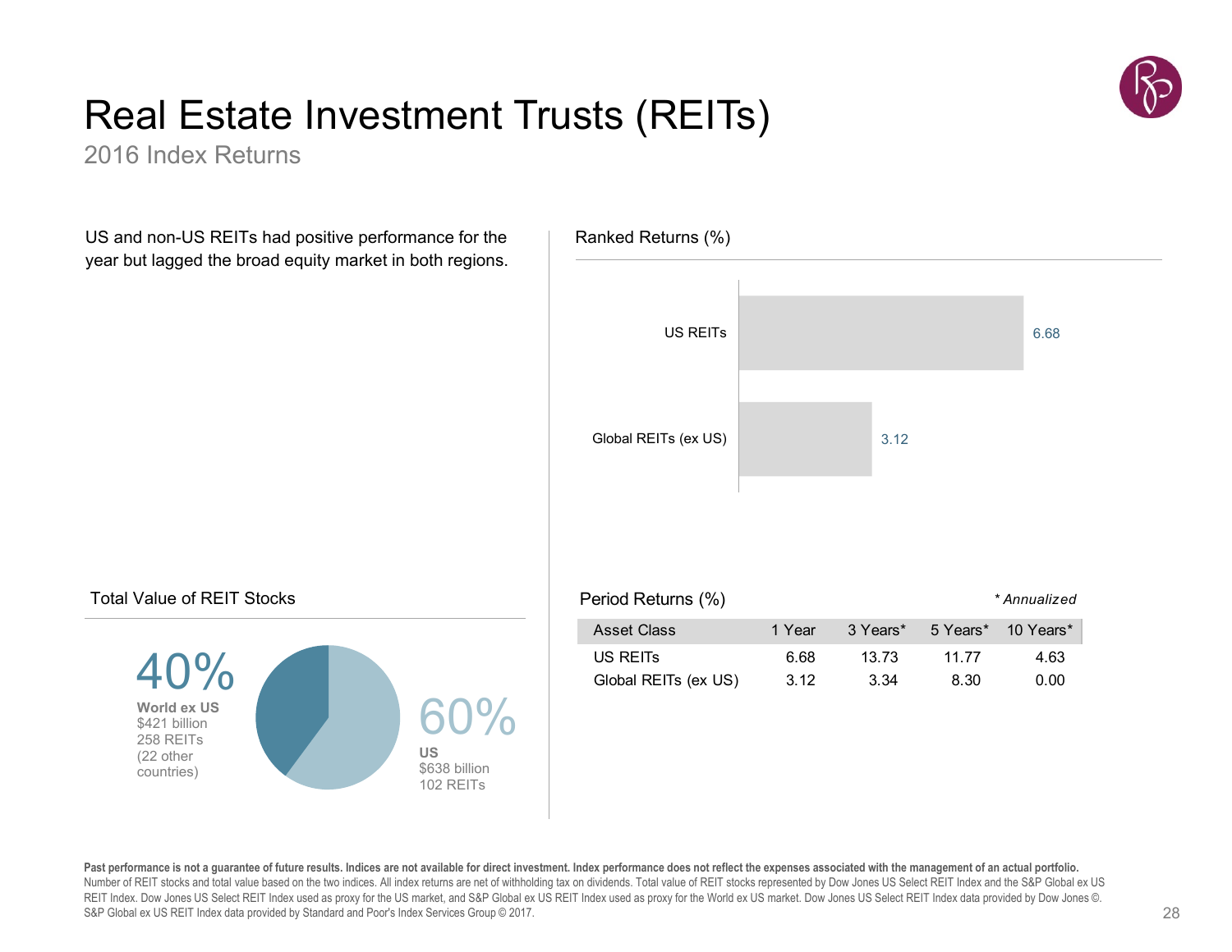# Real Estate Investment Trusts (REITs)

2016 Index Returns

US and non-US REITs had positive performance for the year but lagged the broad equity market in both regions.

## Ranked Returns (%)

| | |
|---|---|
| US REITs | 6.68 |
| Global REITs (ex US) | 3.12 |

## Total Value of REIT Stocks

**40%**
**World ex US**
$421 billion
258 REITs
(22 other countries)

**60%**
**US**
$638 billion
102 REITs

## Period Returns (%)

*\* Annualized*

| Asset Class | 1 Year | 3 Years* | 5 Years* | 10 Years* |
|---|---|---|---|---|
| US REITs | 6.68 | 13.73 | 11.77 | 4.63 |
| Global REITs (ex US) | 3.12 | 3.34 | 8.30 | 0.00 |

**Past performance is not a guarantee of future results. Indices are not available for direct investment. Index performance does not reflect the expenses associated with the management of an actual portfolio.**
Number of REIT stocks and total value based on the two indices. All index returns are net of withholding tax on dividends. Total value of REIT stocks represented by Dow Jones US Select REIT Index and the S&P Global ex US REIT Index. Dow Jones US Select REIT Index used as proxy for the US market, and S&P Global ex US REIT Index used as proxy for the World ex US market. Dow Jones US Select REIT Index data provided by Dow Jones ©. S&P Global ex US REIT Index data provided by Standard and Poor's Index Services Group © 2017.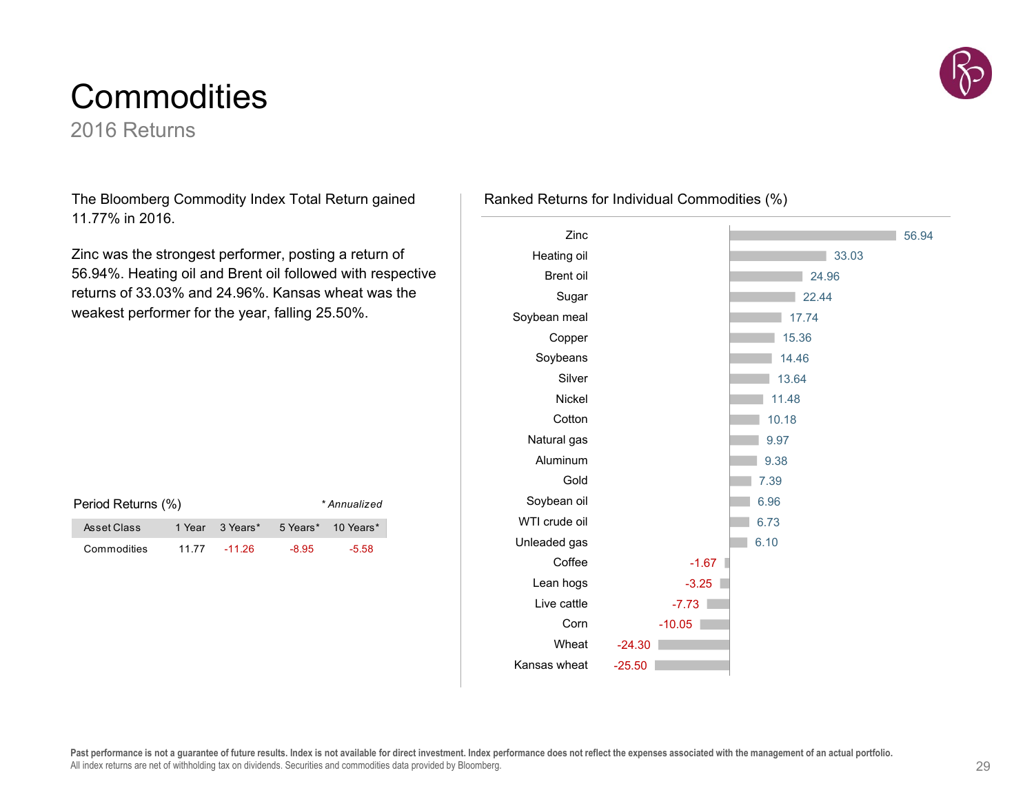# Commodities

## 2016 Returns

The Bloomberg Commodity Index Total Return gained 11.77% in 2016.

Zinc was the strongest performer, posting a return of 56.94%. Heating oil and Brent oil followed with respective returns of 33.03% and 24.96%. Kansas wheat was the weakest performer for the year, falling 25.50%.

Period Returns (%) *\* Annualized*

| Asset Class | 1 Year | 3 Years* | 5 Years* | 10 Years* |
|---|---|---|---|---|
| Commodities | 11.77 | -11.26 | -8.95 | -5.58 |

Ranked Returns for Individual Commodities (%)

| Commodity | Return (%) |
|---|---|
| Zinc | 56.94 |
| Heating oil | 33.03 |
| Brent oil | 24.96 |
| Sugar | 22.44 |
| Soybean meal | 17.74 |
| Copper | 15.36 |
| Soybeans | 14.46 |
| Silver | 13.64 |
| Nickel | 11.48 |
| Cotton | 10.18 |
| Natural gas | 9.97 |
| Aluminum | 9.38 |
| Gold | 7.39 |
| Soybean oil | 6.96 |
| WTI crude oil | 6.73 |
| Unleaded gas | 6.10 |
| Coffee | -1.67 |
| Lean hogs | -3.25 |
| Live cattle | -7.73 |
| Corn | -10.05 |
| Wheat | -24.30 |
| Kansas wheat | -25.50 |

**Past performance is not a guarantee of future results. Index is not available for direct investment. Index performance does not reflect the expenses associated with the management of an actual portfolio.**
All index returns are net of withholding tax on dividends. Securities and commodities data provided by Bloomberg.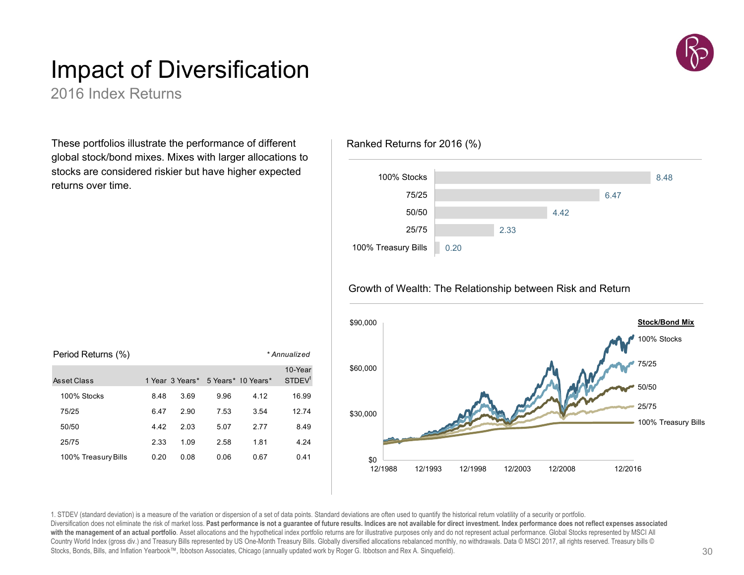# Impact of Diversification

## 2016 Index Returns

These portfolios illustrate the performance of different global stock/bond mixes. Mixes with larger allocations to stocks are considered riskier but have higher expected returns over time.

### Ranked Returns for 2016 (%)

100% Stocks 8.48
75/25 6.47
50/50 4.42
25/75 2.33
100% Treasury Bills 0.20

### Growth of Wealth: The Relationship between Risk and Return

$90,000
$60,000
$30,000
$0
12/1988
12/1993
12/1998
12/2003
12/2008
12/2016

Stock/Bond Mix
100% Stocks
75/25
50/50
25/75
100% Treasury Bills

### Period Returns (%)

*\* Annualized*

| Asset Class | 1 Year | 3 Years* | 5 Years* | 10 Years* | 10-Year STDEV[1] |
|---|---|---|---|---|---|
| 100% Stocks | 8.48 | 3.69 | 9.96 | 4.12 | 16.99 |
| 75/25 | 6.47 | 2.90 | 7.53 | 3.54 | 12.74 |
| 50/50 | 4.42 | 2.03 | 5.07 | 2.77 | 8.49 |
| 25/75 | 2.33 | 1.09 | 2.58 | 1.81 | 4.24 |
| 100% Treasury Bills | 0.20 | 0.08 | 0.06 | 0.67 | 0.41 |

1. STDEV (standard deviation) is a measure of the variation or dispersion of a set of data points. Standard deviations are often used to quantify the historical return volatility of a security or portfolio.
Diversification does not eliminate the risk of market loss. **Past performance is not a guarantee of future results. Indices are not available for direct investment. Index performance does not reflect expenses associated with the management of an actual portfolio**. Asset allocations and the hypothetical index portfolio returns are for illustrative purposes only and do not represent actual performance. Global Stocks represented by MSCI All Country World Index (gross div.) and Treasury Bills represented by US One-Month Treasury Bills. Globally diversified allocations rebalanced monthly, no withdrawals. Data © MSCI 2017, all rights reserved. Treasury bills © Stocks, Bonds, Bills, and Inflation Yearbook™, Ibbotson Associates, Chicago (annually updated work by Roger G. Ibbotson and Rex A. Sinquefield).